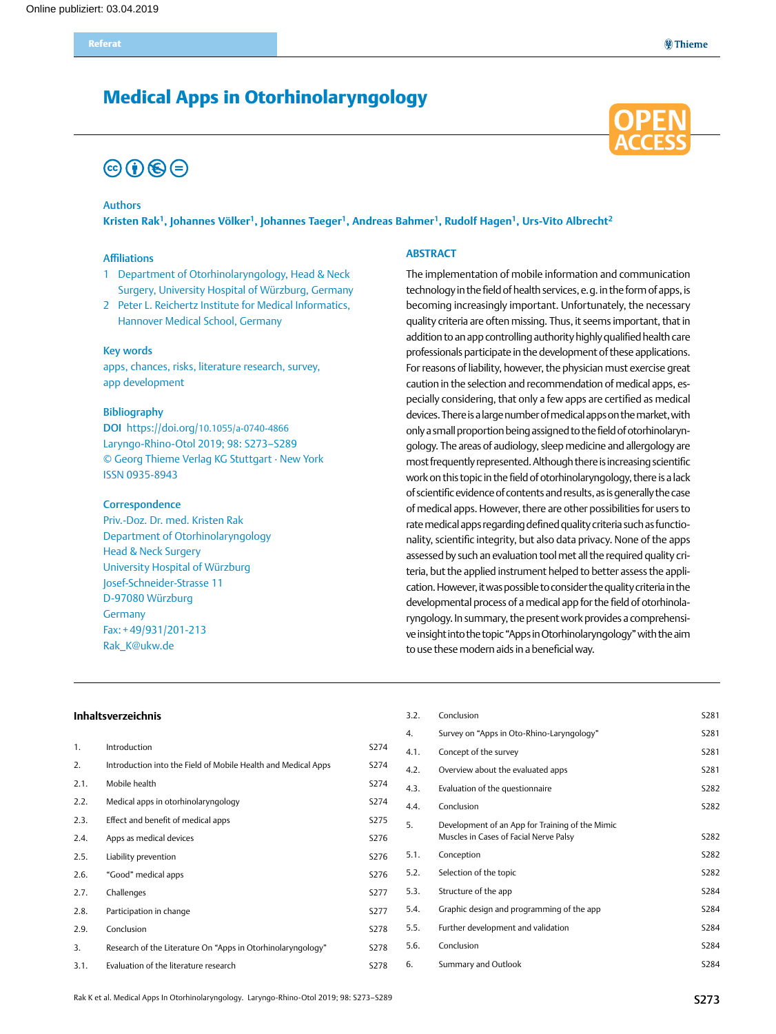Online publiziert: 03.04.2019

Referat

# Medical Apps in Otorhinolaryngology

OPEN ACCESS

**Authors**

**Kristen Rak[1], Johannes Völker[1], Johannes Taeger[1], Andreas Bahmer[1], Rudolf Hagen[1], Urs-Vito Albrecht[2]**

**Affiliations**

1 Department of Otorhinolaryngology, Head & Neck Surgery, University Hospital of Würzburg, Germany
2 Peter L. Reichertz Institute for Medical Informatics, Hannover Medical School, Germany

**Key words**

apps, chances, risks, literature research, survey, app development

**Bibliography**

**DOI** https://doi.org/10.1055/a-0740-4866
Laryngo-Rhino-Otol 2019; 98: S273–S289
© Georg Thieme Verlag KG Stuttgart · New York
ISSN 0935-8943

**Correspondence**

Priv.-Doz. Dr. med. Kristen Rak
Department of Otorhinolaryngology
Head & Neck Surgery
University Hospital of Würzburg
Josef-Schneider-Strasse 11
D-97080 Würzburg
Germany
Fax: +49/931/201-213
Rak_K@ukw.de

## ABSTRACT

The implementation of mobile information and communication technology in the field of health services, e.g. in the form of apps, is becoming increasingly important. Unfortunately, the necessary quality criteria are often missing. Thus, it seems important, that in addition to an app controlling authority highly qualified health care professionals participate in the development of these applications. For reasons of liability, however, the physician must exercise great caution in the selection and recommendation of medical apps, especially considering, that only a few apps are certified as medical devices. There is a large number of medical apps on the market, with only a small proportion being assigned to the field of otorhinolaryngology. The areas of audiology, sleep medicine and allergology are most frequently represented. Although there is increasing scientific work on this topic in the field of otorhinolaryngology, there is a lack of scientific evidence of contents and results, as is generally the case of medical apps. However, there are other possibilities for users to rate medical apps regarding defined quality criteria such as functionality, scientific integrity, but also data privacy. None of the apps assessed by such an evaluation tool met all the required quality criteria, but the applied instrument helped to better assess the application. However, it was possible to consider the quality criteria in the developmental process of a medical app for the field of otorhinolaryngology. In summary, the present work provides a comprehensive insight into the topic "Apps in Otorhinolaryngology" with the aim to use these modern aids in a beneficial way.

## Inhaltsverzeichnis

| | | |
|---|---|---|
| 1. | Introduction | S274 |
| 2. | Introduction into the Field of Mobile Health and Medical Apps | S274 |
| 2.1. | Mobile health | S274 |
| 2.2. | Medical apps in otorhinolaryngology | S274 |
| 2.3. | Effect and benefit of medical apps | S275 |
| 2.4. | Apps as medical devices | S276 |
| 2.5. | Liability prevention | S276 |
| 2.6. | "Good" medical apps | S276 |
| 2.7. | Challenges | S277 |
| 2.8. | Participation in change | S277 |
| 2.9. | Conclusion | S278 |
| 3. | Research of the Literature On "Apps in Otorhinolaryngology" | S278 |
| 3.1. | Evaluation of the literature research | S278 |
| 3.2. | Conclusion | S281 |
| 4. | Survey on "Apps in Oto-Rhino-Laryngology" | S281 |
| 4.1. | Concept of the survey | S281 |
| 4.2. | Overview about the evaluated apps | S281 |
| 4.3. | Evaluation of the questionnaire | S282 |
| 4.4. | Conclusion | S282 |
| 5. | Development of an App for Training of the Mimic Muscles in Cases of Facial Nerve Palsy | S282 |
| 5.1. | Conception | S282 |
| 5.2. | Selection of the topic | S282 |
| 5.3. | Structure of the app | S284 |
| 5.4. | Graphic design and programming of the app | S284 |
| 5.5. | Further development and validation | S284 |
| 5.6. | Conclusion | S284 |
| 6. | Summary and Outlook | S284 |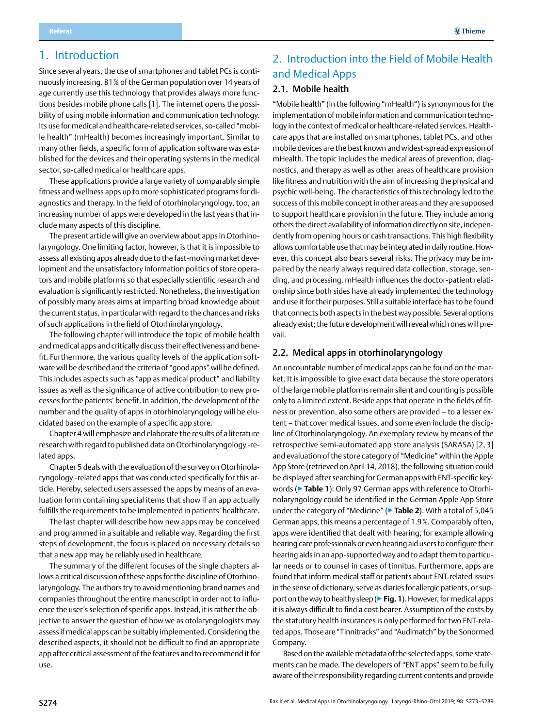# 1. Introduction

Since several years, the use of smartphones and tablet PCs is continuously increasing. 81 % of the German population over 14 years of age currently use this technology that provides always more functions besides mobile phone calls [1]. The internet opens the possibility of using mobile information and communication technology. Its use for medical and healthcare-related services, so-called "mobile health" (mHealth) becomes increasingly important. Similar to many other fields, a specific form of application software was established for the devices and their operating systems in the medical sector, so-called medical or healthcare apps.

These applications provide a large variety of comparably simple fitness and wellness apps up to more sophisticated programs for diagnostics and therapy. In the field of otorhinolaryngology, too, an increasing number of apps were developed in the last years that include many aspects of this discipline.

The present article will give an overview about apps in Otorhinolaryngology. One limiting factor, however, is that it is impossible to assess all existing apps already due to the fast-moving market development and the unsatisfactory information politics of store operators and mobile platforms so that especially scientific research and evaluation is significantly restricted. Nonetheless, the investigation of possibly many areas aims at imparting broad knowledge about the current status, in particular with regard to the chances and risks of such applications in the field of Otorhinolaryngology.

The following chapter will introduce the topic of mobile health and medical apps and critically discuss their effectiveness and benefit. Furthermore, the various quality levels of the application software will be described and the criteria of "good apps" will be defined. This includes aspects such as "app as medical product" and liability issues as well as the significance of active contribution to new processes for the patients' benefit. In addition, the development of the number and the quality of apps in otorhinolaryngology will be elucidated based on the example of a specific app store.

Chapter 4 will emphasize and elaborate the results of a literature research with regard to published data on Otorhinolaryngology -related apps.

Chapter 5 deals with the evaluation of the survey on Otorhinolaryngology -related apps that was conducted specifically for this article. Hereby, selected users assessed the apps by means of an evaluation form containing special items that show if an app actually fulfills the requirements to be implemented in patients' healthcare.

The last chapter will describe how new apps may be conceived and programmed in a suitable and reliable way. Regarding the first steps of development, the focus is placed on necessary details so that a new app may be reliably used in healthcare.

The summary of the different focuses of the single chapters allows a critical discussion of these apps for the discipline of Otorhinolaryngology. The authors try to avoid mentioning brand names and companies throughout the entire manuscript in order not to influence the user's selection of specific apps. Instead, it is rather the objective to answer the question of how we as otolaryngologists may assess if medical apps can be suitably implemented. Considering the described aspects, it should not be difficult to find an appropriate app after critical assessment of the features and to recommend it for use.

# 2. Introduction into the Field of Mobile Health and Medical Apps

## 2.1. Mobile health

"Mobile health" (in the following "mHealth") is synonymous for the implementation of mobile information and communication technology in the context of medical or healthcare-related services. Healthcare apps that are installed on smartphones, tablet PCs, and other mobile devices are the best known and widest-spread expression of mHealth. The topic includes the medical areas of prevention, diagnostics, and therapy as well as other areas of healthcare provision like fitness and nutrition with the aim of increasing the physical and psychic well-being. The characteristics of this technology led to the success of this mobile concept in other areas and they are supposed to support healthcare provision in the future. They include among others the direct availability of information directly on site, independently from opening hours or cash transactions. This high flexibility allows comfortable use that may be integrated in daily routine. However, this concept also bears several risks. The privacy may be impaired by the nearly always required data collection, storage, sending, and processing. mHealth influences the doctor-patient relationship since both sides have already implemented the technology and use it for their purposes. Still a suitable interface has to be found that connects both aspects in the best way possible. Several options already exist; the future development will reveal which ones will prevail.

## 2.2. Medical apps in otorhinolaryngology

An uncountable number of medical apps can be found on the market. It is impossible to give exact data because the store operators of the large mobile platforms remain silent and counting is possible only to a limited extent. Beside apps that operate in the fields of fitness or prevention, also some others are provided – to a lesser extent – that cover medical issues, and some even include the discipline of Otorhinolaryngology. An exemplary review by means of the retrospective semi-automated app store analysis (SARASA) [2, 3] and evaluation of the store category of "Medicine" within the Apple App Store (retrieved on April 14, 2018), the following situation could be displayed after searching for German apps with ENT-specific keywords (► **Table 1**): Only 97 German apps with reference to Otorhinolaryngology could be identified in the German Apple App Store under the category of "Medicine" (► **Table 2**). With a total of 5,045 German apps, this means a percentage of 1.9 %. Comparably often, apps were identified that dealt with hearing, for example allowing hearing care professionals or even hearing aid users to configure their hearing aids in an app-supported way and to adapt them to particular needs or to counsel in cases of tinnitus. Furthermore, apps are found that inform medical staff or patients about ENT-related issues in the sense of dictionary, serve as diaries for allergic patients, or support on the way to healthy sleep (► **Fig. 1**). However, for medical apps it is always difficult to find a cost bearer. Assumption of the costs by the statutory health insurances is only performed for two ENT-related apps. Those are "Tinnitracks" and "Audimatch" by the Sonormed Company.

Based on the available metadata of the selected apps, some statements can be made. The developers of "ENT apps" seem to be fully aware of their responsibility regarding current contents and provide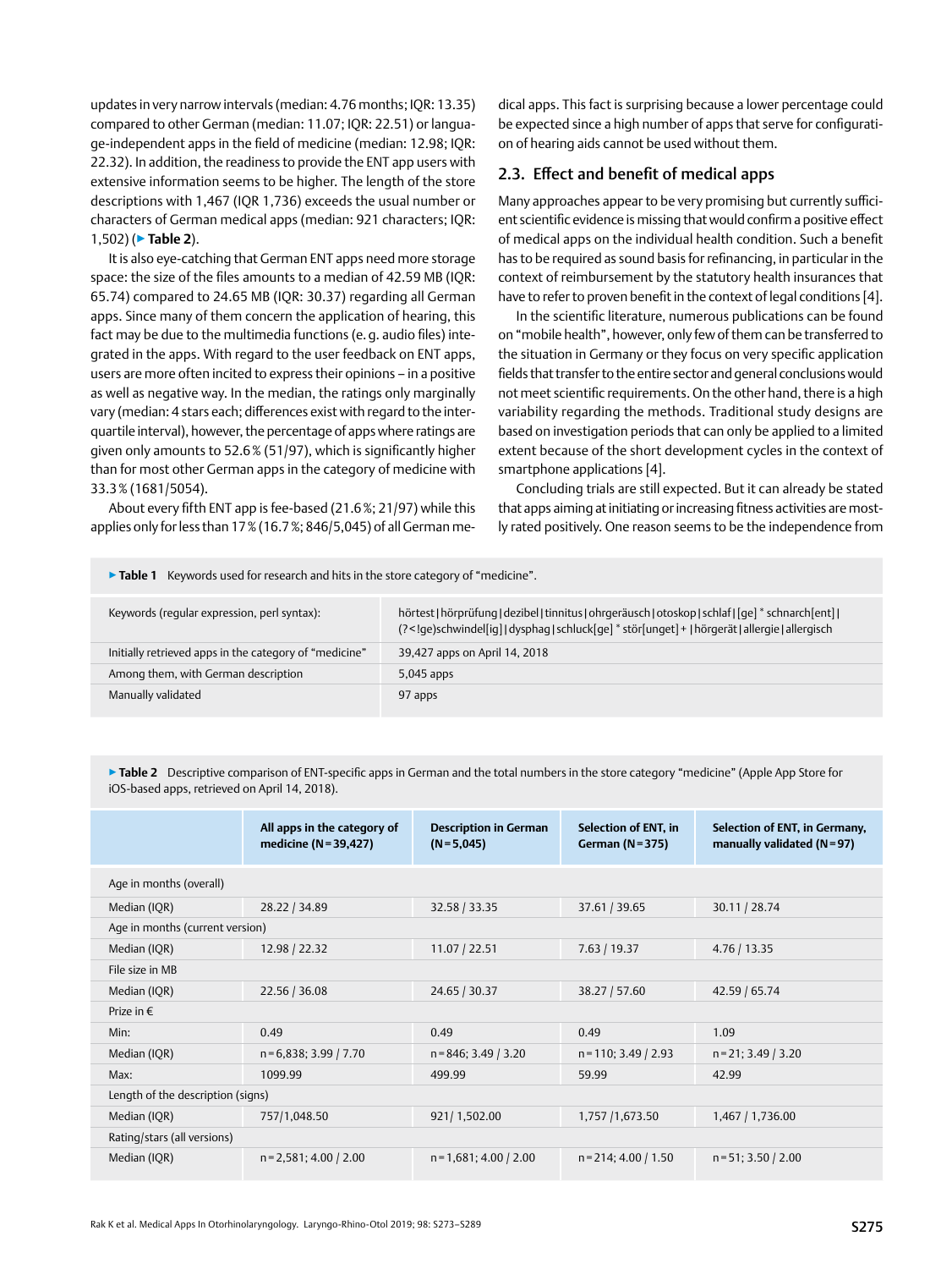updates in very narrow intervals (median: 4.76 months; IQR: 13.35) compared to other German (median: 11.07; IQR: 22.51) or language-independent apps in the field of medicine (median: 12.98; IQR: 22.32). In addition, the readiness to provide the ENT app users with extensive information seems to be higher. The length of the store descriptions with 1,467 (IQR 1,736) exceeds the usual number or characters of German medical apps (median: 921 characters; IQR: 1,502) (▶ **Table 2**).

It is also eye-catching that German ENT apps need more storage space: the size of the files amounts to a median of 42.59 MB (IQR: 65.74) compared to 24.65 MB (IQR: 30.37) regarding all German apps. Since many of them concern the application of hearing, this fact may be due to the multimedia functions (e. g. audio files) integrated in the apps. With regard to the user feedback on ENT apps, users are more often incited to express their opinions – in a positive as well as negative way. In the median, the ratings only marginally vary (median: 4 stars each; differences exist with regard to the interquartile interval), however, the percentage of apps where ratings are given only amounts to 52.6 % (51/97), which is significantly higher than for most other German apps in the category of medicine with 33.3 % (1681/5054).

About every fifth ENT app is fee-based (21.6 %; 21/97) while this applies only for less than 17 % (16.7 %; 846/5,045) of all German medical apps. This fact is surprising because a lower percentage could be expected since a high number of apps that serve for configuration of hearing aids cannot be used without them.

## 2.3. Effect and benefit of medical apps

Many approaches appear to be very promising but currently sufficient scientific evidence is missing that would confirm a positive effect of medical apps on the individual health condition. Such a benefit has to be required as sound basis for refinancing, in particular in the context of reimbursement by the statutory health insurances that have to refer to proven benefit in the context of legal conditions [4].

In the scientific literature, numerous publications can be found on "mobile health", however, only few of them can be transferred to the situation in Germany or they focus on very specific application fields that transfer to the entire sector and general conclusions would not meet scientific requirements. On the other hand, there is a high variability regarding the methods. Traditional study designs are based on investigation periods that can only be applied to a limited extent because of the short development cycles in the context of smartphone applications [4].

Concluding trials are still expected. But it can already be stated that apps aiming at initiating or increasing fitness activities are mostly rated positively. One reason seems to be the independence from

▶ **Table 1** Keywords used for research and hits in the store category of "medicine".

| | |
|---|---|
| Keywords (regular expression, perl syntax): | hörtest|hörprüfung|dezibel|tinnitus|ohrgeräusch|otoskop|schlaf|[ge] * schnarch[ent]|(?<!ge)schwindel[ig]|dysphag|schluck[ge] * stör[unget] + |hörgerät|allergie|allergisch |
| Initially retrieved apps in the category of "medicine" | 39,427 apps on April 14, 2018 |
| Among them, with German description | 5,045 apps |
| Manually validated | 97 apps |

▶ **Table 2** Descriptive comparison of ENT-specific apps in German and the total numbers in the store category "medicine" (Apple App Store for iOS-based apps, retrieved on April 14, 2018).

| | All apps in the category of medicine (N = 39,427) | Description in German (N = 5,045) | Selection of ENT, in German (N = 375) | Selection of ENT, in Germany, manually validated (N = 97) |
|---|---|---|---|---|
| Age in months (overall) | | | | |
| Median (IQR) | 28.22 / 34.89 | 32.58 / 33.35 | 37.61 / 39.65 | 30.11 / 28.74 |
| Age in months (current version) | | | | |
| Median (IQR) | 12.98 / 22.32 | 11.07 / 22.51 | 7.63 / 19.37 | 4.76 / 13.35 |
| File size in MB | | | | |
| Median (IQR) | 22.56 / 36.08 | 24.65 / 30.37 | 38.27 / 57.60 | 42.59 / 65.74 |
| Prize in € | | | | |
| Min: | 0.49 | 0.49 | 0.49 | 1.09 |
| Median (IQR) | n = 6,838; 3.99 / 7.70 | n = 846; 3.49 / 3.20 | n = 110; 3.49 / 2.93 | n = 21; 3.49 / 3.20 |
| Max: | 1099.99 | 499.99 | 59.99 | 42.99 |
| Length of the description (signs) | | | | |
| Median (IQR) | 757/1,048.50 | 921/ 1,502.00 | 1,757 /1,673.50 | 1,467 / 1,736.00 |
| Rating/stars (all versions) | | | | |
| Median (IQR) | n = 2,581; 4.00 / 2.00 | n = 1,681; 4.00 / 2.00 | n = 214; 4.00 / 1.50 | n = 51; 3.50 / 2.00 |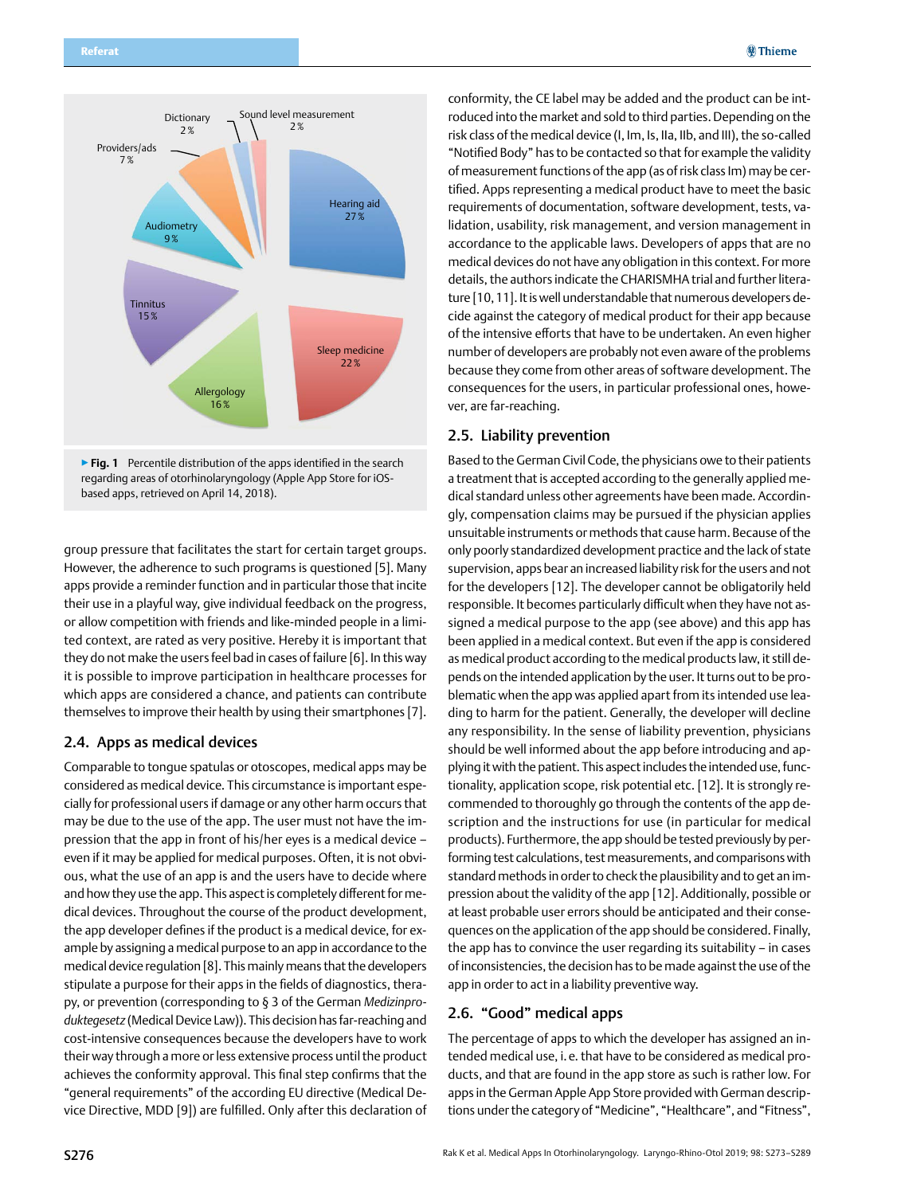**▶ Fig. 1** Percentile distribution of the apps identified in the search regarding areas of otorhinolaryngology (Apple App Store for iOS-based apps, retrieved on April 14, 2018).

group pressure that facilitates the start for certain target groups. However, the adherence to such programs is questioned [5]. Many apps provide a reminder function and in particular those that incite their use in a playful way, give individual feedback on the progress, or allow competition with friends and like-minded people in a limited context, are rated as very positive. Hereby it is important that they do not make the users feel bad in cases of failure [6]. In this way it is possible to improve participation in healthcare processes for which apps are considered a chance, and patients can contribute themselves to improve their health by using their smartphones [7].

## 2.4. Apps as medical devices

Comparable to tongue spatulas or otoscopes, medical apps may be considered as medical device. This circumstance is important especially for professional users if damage or any other harm occurs that may be due to the use of the app. The user must not have the impression that the app in front of his/her eyes is a medical device – even if it may be applied for medical purposes. Often, it is not obvious, what the use of an app is and the users have to decide where and how they use the app. This aspect is completely different for medical devices. Throughout the course of the product development, the app developer defines if the product is a medical device, for example by assigning a medical purpose to an app in accordance to the medical device regulation [8]. This mainly means that the developers stipulate a purpose for their apps in the fields of diagnostics, therapy, or prevention (corresponding to § 3 of the German *Medizinproduktegesetz* (Medical Device Law)). This decision has far-reaching and cost-intensive consequences because the developers have to work their way through a more or less extensive process until the product achieves the conformity approval. This final step confirms that the "general requirements" of the according EU directive (Medical Device Directive, MDD [9]) are fulfilled. Only after this declaration of conformity, the CE label may be added and the product can be introduced into the market and sold to third parties. Depending on the risk class of the medical device (I, Im, Is, IIa, IIb, and III), the so-called "Notified Body" has to be contacted so that for example the validity of measurement functions of the app (as of risk class Im) may be certified. Apps representing a medical product have to meet the basic requirements of documentation, software development, tests, validation, usability, risk management, and version management in accordance to the applicable laws. Developers of apps that are no medical devices do not have any obligation in this context. For more details, the authors indicate the CHARISMHA trial and further literature [10, 11]. It is well understandable that numerous developers decide against the category of medical product for their app because of the intensive efforts that have to be undertaken. An even higher number of developers are probably not even aware of the problems because they come from other areas of software development. The consequences for the users, in particular professional ones, however, are far-reaching.

## 2.5. Liability prevention

Based to the German Civil Code, the physicians owe to their patients a treatment that is accepted according to the generally applied medical standard unless other agreements have been made. Accordingly, compensation claims may be pursued if the physician applies unsuitable instruments or methods that cause harm. Because of the only poorly standardized development practice and the lack of state supervision, apps bear an increased liability risk for the users and not for the developers [12]. The developer cannot be obligatorily held responsible. It becomes particularly difficult when they have not assigned a medical purpose to the app (see above) and this app has been applied in a medical context. But even if the app is considered as medical product according to the medical products law, it still depends on the intended application by the user. It turns out to be problematic when the app was applied apart from its intended use leading to harm for the patient. Generally, the developer will decline any responsibility. In the sense of liability prevention, physicians should be well informed about the app before introducing and applying it with the patient. This aspect includes the intended use, functionality, application scope, risk potential etc. [12]. It is strongly recommended to thoroughly go through the contents of the app description and the instructions for use (in particular for medical products). Furthermore, the app should be tested previously by performing test calculations, test measurements, and comparisons with standard methods in order to check the plausibility and to get an impression about the validity of the app [12]. Additionally, possible or at least probable user errors should be anticipated and their consequences on the application of the app should be considered. Finally, the app has to convince the user regarding its suitability – in cases of inconsistencies, the decision has to be made against the use of the app in order to act in a liability preventive way.

## 2.6. "Good" medical apps

The percentage of apps to which the developer has assigned an intended medical use, i. e. that have to be considered as medical products, and that are found in the app store as such is rather low. For apps in the German Apple App Store provided with German descriptions under the category of "Medicine", "Healthcare", and "Fitness",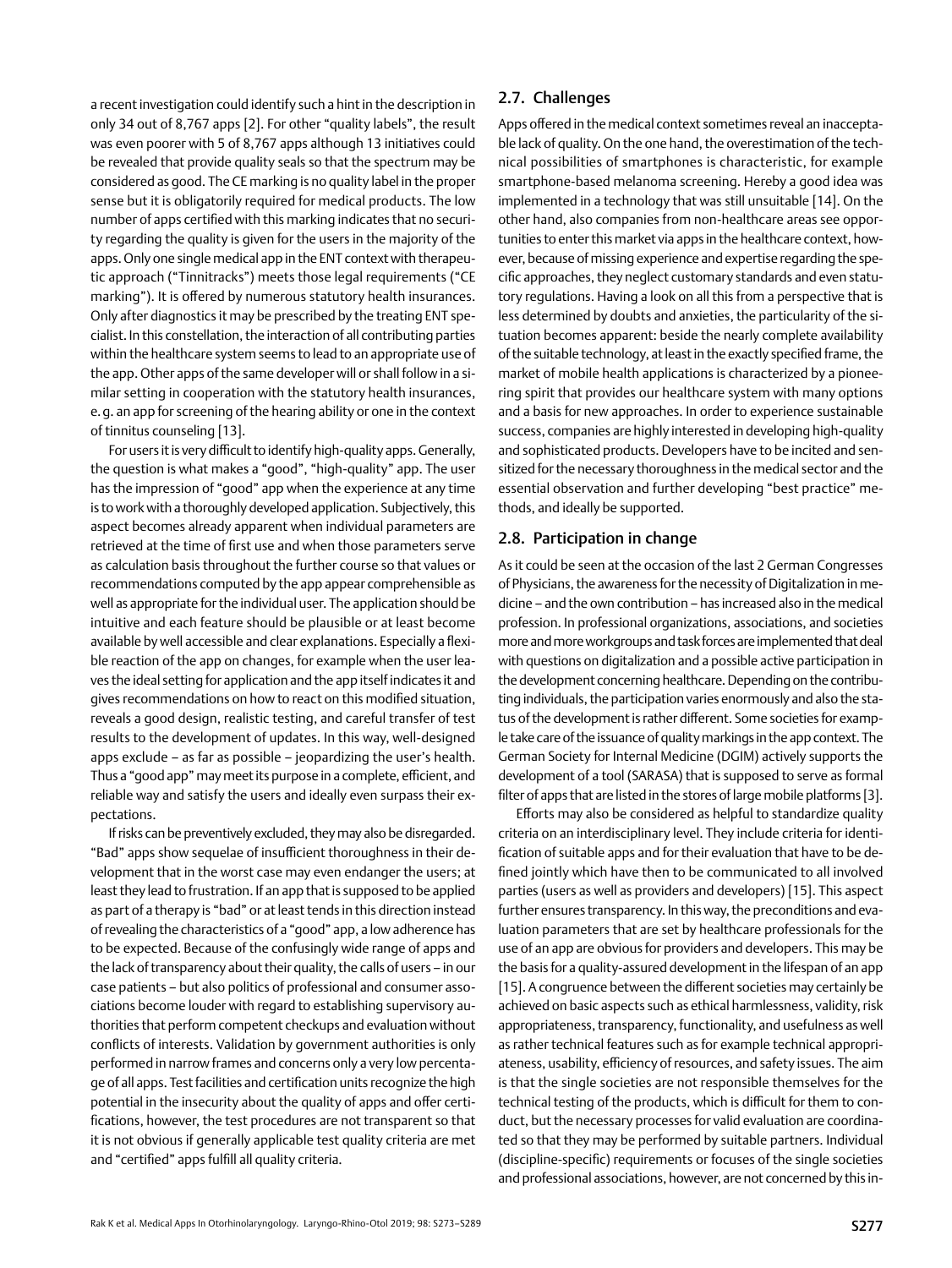a recent investigation could identify such a hint in the description in only 34 out of 8,767 apps [2]. For other "quality labels", the result was even poorer with 5 of 8,767 apps although 13 initiatives could be revealed that provide quality seals so that the spectrum may be considered as good. The CE marking is no quality label in the proper sense but it is obligatorily required for medical products. The low number of apps certified with this marking indicates that no security regarding the quality is given for the users in the majority of the apps. Only one single medical app in the ENT context with therapeutic approach ("Tinnitracks") meets those legal requirements ("CE marking"). It is offered by numerous statutory health insurances. Only after diagnostics it may be prescribed by the treating ENT specialist. In this constellation, the interaction of all contributing parties within the healthcare system seems to lead to an appropriate use of the app. Other apps of the same developer will or shall follow in a similar setting in cooperation with the statutory health insurances, e. g. an app for screening of the hearing ability or one in the context of tinnitus counseling [13].

For users it is very difficult to identify high-quality apps. Generally, the question is what makes a "good", "high-quality" app. The user has the impression of "good" app when the experience at any time is to work with a thoroughly developed application. Subjectively, this aspect becomes already apparent when individual parameters are retrieved at the time of first use and when those parameters serve as calculation basis throughout the further course so that values or recommendations computed by the app appear comprehensible as well as appropriate for the individual user. The application should be intuitive and each feature should be plausible or at least become available by well accessible and clear explanations. Especially a flexible reaction of the app on changes, for example when the user leaves the ideal setting for application and the app itself indicates it and gives recommendations on how to react on this modified situation, reveals a good design, realistic testing, and careful transfer of test results to the development of updates. In this way, well-designed apps exclude – as far as possible – jeopardizing the user's health. Thus a "good app" may meet its purpose in a complete, efficient, and reliable way and satisfy the users and ideally even surpass their expectations.

If risks can be preventively excluded, they may also be disregarded. "Bad" apps show sequelae of insufficient thoroughness in their development that in the worst case may even endanger the users; at least they lead to frustration. If an app that is supposed to be applied as part of a therapy is "bad" or at least tends in this direction instead of revealing the characteristics of a "good" app, a low adherence has to be expected. Because of the confusingly wide range of apps and the lack of transparency about their quality, the calls of users – in our case patients – but also politics of professional and consumer associations become louder with regard to establishing supervisory authorities that perform competent checkups and evaluation without conflicts of interests. Validation by government authorities is only performed in narrow frames and concerns only a very low percentage of all apps. Test facilities and certification units recognize the high potential in the insecurity about the quality of apps and offer certifications, however, the test procedures are not transparent so that it is not obvious if generally applicable test quality criteria are met and "certified" apps fulfill all quality criteria.

## 2.7. Challenges

Apps offered in the medical context sometimes reveal an inacceptable lack of quality. On the one hand, the overestimation of the technical possibilities of smartphones is characteristic, for example smartphone-based melanoma screening. Hereby a good idea was implemented in a technology that was still unsuitable [14]. On the other hand, also companies from non-healthcare areas see opportunities to enter this market via apps in the healthcare context, however, because of missing experience and expertise regarding the specific approaches, they neglect customary standards and even statutory regulations. Having a look on all this from a perspective that is less determined by doubts and anxieties, the particularity of the situation becomes apparent: beside the nearly complete availability of the suitable technology, at least in the exactly specified frame, the market of mobile health applications is characterized by a pioneering spirit that provides our healthcare system with many options and a basis for new approaches. In order to experience sustainable success, companies are highly interested in developing high-quality and sophisticated products. Developers have to be incited and sensitized for the necessary thoroughness in the medical sector and the essential observation and further developing "best practice" methods, and ideally be supported.

## 2.8. Participation in change

As it could be seen at the occasion of the last 2 German Congresses of Physicians, the awareness for the necessity of Digitalization in medicine – and the own contribution – has increased also in the medical profession. In professional organizations, associations, and societies more and more workgroups and task forces are implemented that deal with questions on digitalization and a possible active participation in the development concerning healthcare. Depending on the contributing individuals, the participation varies enormously and also the status of the development is rather different. Some societies for example take care of the issuance of quality markings in the app context. The German Society for Internal Medicine (DGIM) actively supports the development of a tool (SARASA) that is supposed to serve as formal filter of apps that are listed in the stores of large mobile platforms [3].

Efforts may also be considered as helpful to standardize quality criteria on an interdisciplinary level. They include criteria for identification of suitable apps and for their evaluation that have to be defined jointly which have then to be communicated to all involved parties (users as well as providers and developers) [15]. This aspect further ensures transparency. In this way, the preconditions and evaluation parameters that are set by healthcare professionals for the use of an app are obvious for providers and developers. This may be the basis for a quality-assured development in the lifespan of an app [15]. A congruence between the different societies may certainly be achieved on basic aspects such as ethical harmlessness, validity, risk appropriateness, transparency, functionality, and usefulness as well as rather technical features such as for example technical appropriateness, usability, efficiency of resources, and safety issues. The aim is that the single societies are not responsible themselves for the technical testing of the products, which is difficult for them to conduct, but the necessary processes for valid evaluation are coordinated so that they may be performed by suitable partners. Individual (discipline-specific) requirements or focuses of the single societies and professional associations, however, are not concerned by this in-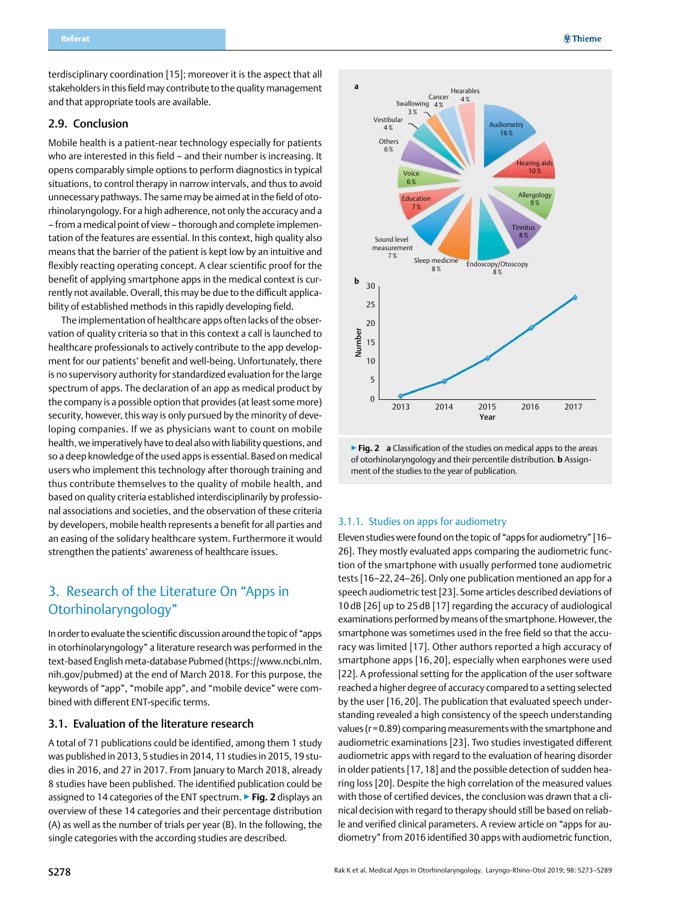terdisciplinary coordination [15]; moreover it is the aspect that all stakeholders in this field may contribute to the quality management and that appropriate tools are available.

### 2.9. Conclusion

Mobile health is a patient-near technology especially for patients who are interested in this field – and their number is increasing. It opens comparably simple options to perform diagnostics in typical situations, to control therapy in narrow intervals, and thus to avoid unnecessary pathways. The same may be aimed at in the field of otorhinolaryngology. For a high adherence, not only the accuracy and a – from a medical point of view – thorough and complete implementation of the features are essential. In this context, high usability also means that the barrier of the patient is kept low by an intuitive and flexibly reacting operating concept. A clear scientific proof for the benefit of applying smartphone apps in the medical context is currently not available. Overall, this may be due to the difficult applicability of established methods in this rapidly developing field.

The implementation of healthcare apps often lacks of the observation of quality criteria so that in this context a call is launched to healthcare professionals to actively contribute to the app development for our patients' benefit and well-being. Unfortunately, there is no supervisory authority for standardized evaluation for the large spectrum of apps. The declaration of an app as medical product by the company is a possible option that provides (at least some more) security, however, this way is only pursued by the minority of developing companies. If we as physicians want to count on mobile health, we imperatively have to deal also with liability questions, and so a deep knowledge of the used apps is essential. Based on medical users who implement this technology after thorough training and thus contribute themselves to the quality of mobile health, and based on quality criteria established interdisciplinarily by professional associations and societies, and the observation of these criteria by developers, mobile health represents a benefit for all parties and an easing of the solidary healthcare system. Furthermore it would strengthen the patients' awareness of healthcare issues.

## 3. Research of the Literature On "Apps in Otorhinolaryngology"

In order to evaluate the scientific discussion around the topic of "apps in otorhinolaryngology" a literature research was performed in the text-based English meta-database Pubmed (https://www.ncbi.nlm.nih.gov/pubmed) at the end of March 2018. For this purpose, the keywords of "app", "mobile app", and "mobile device" were combined with different ENT-specific terms.

### 3.1. Evaluation of the literature research

A total of 71 publications could be identified, among them 1 study was published in 2013, 5 studies in 2014, 11 studies in 2015, 19 studies in 2016, and 27 in 2017. From January to March 2018, already 8 studies have been published. The identified publication could be assigned to 14 categories of the ENT spectrum. ▶ **Fig. 2** displays an overview of these 14 categories and their percentage distribution (A) as well as the number of trials per year (B). In the following, the single categories with the according studies are described.

▶ **Fig. 2** **a** Classification of the studies on medical apps to the areas of otorhinolaryngology and their percentile distribution. **b** Assignment of the studies to the year of publication.

#### 3.1.1. Studies on apps for audiometry

Eleven studies were found on the topic of "apps for audiometry" [16–26]. They mostly evaluated apps comparing the audiometric function of the smartphone with usually performed tone audiometric tests [16–22, 24–26]. Only one publication mentioned an app for a speech audiometric test [23]. Some articles described deviations of 10 dB [26] up to 25 dB [17] regarding the accuracy of audiological examinations performed by means of the smartphone. However, the smartphone was sometimes used in the free field so that the accuracy was limited [17]. Other authors reported a high accuracy of smartphone apps [16, 20], especially when earphones were used [22]. A professional setting for the application of the user software reached a higher degree of accuracy compared to a setting selected by the user [16, 20]. The publication that evaluated speech understanding revealed a high consistency of the speech understanding values (r = 0.89) comparing measurements with the smartphone and audiometric examinations [23]. Two studies investigated different audiometric apps with regard to the evaluation of hearing disorder in older patients [17, 18] and the possible detection of sudden hearing loss [20]. Despite the high correlation of the measured values with those of certified devices, the conclusion was drawn that a clinical decision with regard to therapy should still be based on reliable and verified clinical parameters. A review article on "apps for audiometry" from 2016 identified 30 apps with audiometric function,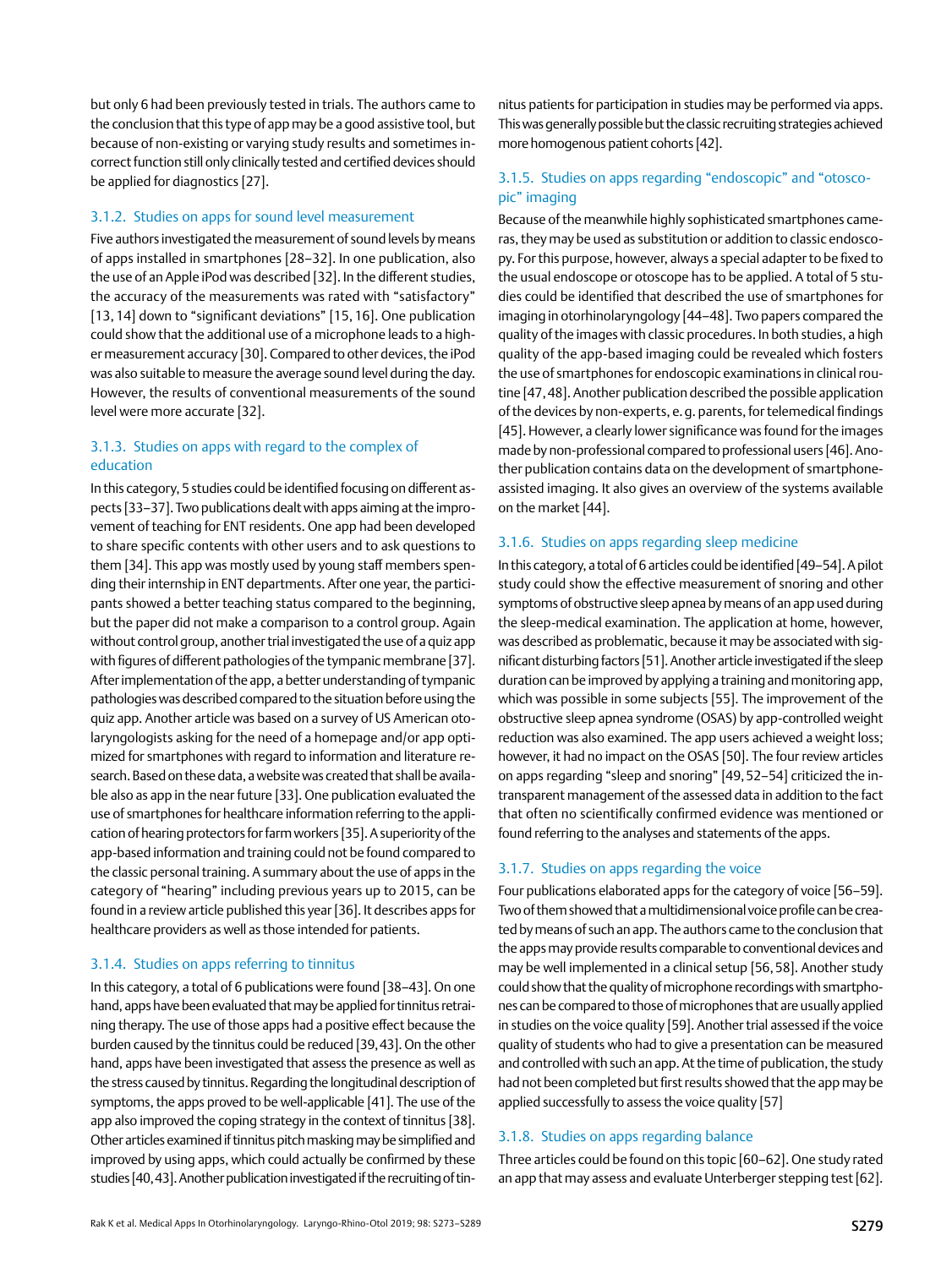but only 6 had been previously tested in trials. The authors came to the conclusion that this type of app may be a good assistive tool, but because of non-existing or varying study results and sometimes incorrect function still only clinically tested and certified devices should be applied for diagnostics [27].

### 3.1.2. Studies on apps for sound level measurement

Five authors investigated the measurement of sound levels by means of apps installed in smartphones [28–32]. In one publication, also the use of an Apple iPod was described [32]. In the different studies, the accuracy of the measurements was rated with "satisfactory" [13, 14] down to "significant deviations" [15, 16]. One publication could show that the additional use of a microphone leads to a higher measurement accuracy [30]. Compared to other devices, the iPod was also suitable to measure the average sound level during the day. However, the results of conventional measurements of the sound level were more accurate [32].

### 3.1.3. Studies on apps with regard to the complex of education

In this category, 5 studies could be identified focusing on different aspects [33–37]. Two publications dealt with apps aiming at the improvement of teaching for ENT residents. One app had been developed to share specific contents with other users and to ask questions to them [34]. This app was mostly used by young staff members spending their internship in ENT departments. After one year, the participants showed a better teaching status compared to the beginning, but the paper did not make a comparison to a control group. Again without control group, another trial investigated the use of a quiz app with figures of different pathologies of the tympanic membrane [37]. After implementation of the app, a better understanding of tympanic pathologies was described compared to the situation before using the quiz app. Another article was based on a survey of US American otolaryngologists asking for the need of a homepage and/or app optimized for smartphones with regard to information and literature research. Based on these data, a website was created that shall be available also as app in the near future [33]. One publication evaluated the use of smartphones for healthcare information referring to the application of hearing protectors for farm workers [35]. A superiority of the app-based information and training could not be found compared to the classic personal training. A summary about the use of apps in the category of "hearing" including previous years up to 2015, can be found in a review article published this year [36]. It describes apps for healthcare providers as well as those intended for patients.

### 3.1.4. Studies on apps referring to tinnitus

In this category, a total of 6 publications were found [38–43]. On one hand, apps have been evaluated that may be applied for tinnitus retraining therapy. The use of those apps had a positive effect because the burden caused by the tinnitus could be reduced [39, 43]. On the other hand, apps have been investigated that assess the presence as well as the stress caused by tinnitus. Regarding the longitudinal description of symptoms, the apps proved to be well-applicable [41]. The use of the app also improved the coping strategy in the context of tinnitus [38]. Other articles examined if tinnitus pitch masking may be simplified and improved by using apps, which could actually be confirmed by these studies [40, 43]. Another publication investigated if the recruiting of tinnitus patients for participation in studies may be performed via apps. This was generally possible but the classic recruiting strategies achieved more homogenous patient cohorts [42].

### 3.1.5. Studies on apps regarding "endoscopic" and "otoscopic" imaging

Because of the meanwhile highly sophisticated smartphones cameras, they may be used as substitution or addition to classic endoscopy. For this purpose, however, always a special adapter to be fixed to the usual endoscope or otoscope has to be applied. A total of 5 studies could be identified that described the use of smartphones for imaging in otorhinolaryngology [44–48]. Two papers compared the quality of the images with classic procedures. In both studies, a high quality of the app-based imaging could be revealed which fosters the use of smartphones for endoscopic examinations in clinical routine [47, 48]. Another publication described the possible application of the devices by non-experts, e. g. parents, for telemedical findings [45]. However, a clearly lower significance was found for the images made by non-professional compared to professional users [46]. Another publication contains data on the development of smartphone-assisted imaging. It also gives an overview of the systems available on the market [44].

### 3.1.6. Studies on apps regarding sleep medicine

In this category, a total of 6 articles could be identified [49–54]. A pilot study could show the effective measurement of snoring and other symptoms of obstructive sleep apnea by means of an app used during the sleep-medical examination. The application at home, however, was described as problematic, because it may be associated with significant disturbing factors [51]. Another article investigated if the sleep duration can be improved by applying a training and monitoring app, which was possible in some subjects [55]. The improvement of the obstructive sleep apnea syndrome (OSAS) by app-controlled weight reduction was also examined. The app users achieved a weight loss; however, it had no impact on the OSAS [50]. The four review articles on apps regarding "sleep and snoring" [49, 52–54] criticized the intransparent management of the assessed data in addition to the fact that often no scientifically confirmed evidence was mentioned or found referring to the analyses and statements of the apps.

### 3.1.7. Studies on apps regarding the voice

Four publications elaborated apps for the category of voice [56–59]. Two of them showed that a multidimensional voice profile can be created by means of such an app. The authors came to the conclusion that the apps may provide results comparable to conventional devices and may be well implemented in a clinical setup [56, 58]. Another study could show that the quality of microphone recordings with smartphones can be compared to those of microphones that are usually applied in studies on the voice quality [59]. Another trial assessed if the voice quality of students who had to give a presentation can be measured and controlled with such an app. At the time of publication, the study had not been completed but first results showed that the app may be applied successfully to assess the voice quality [57]

### 3.1.8. Studies on apps regarding balance

Three articles could be found on this topic [60–62]. One study rated an app that may assess and evaluate Unterberger stepping test [62].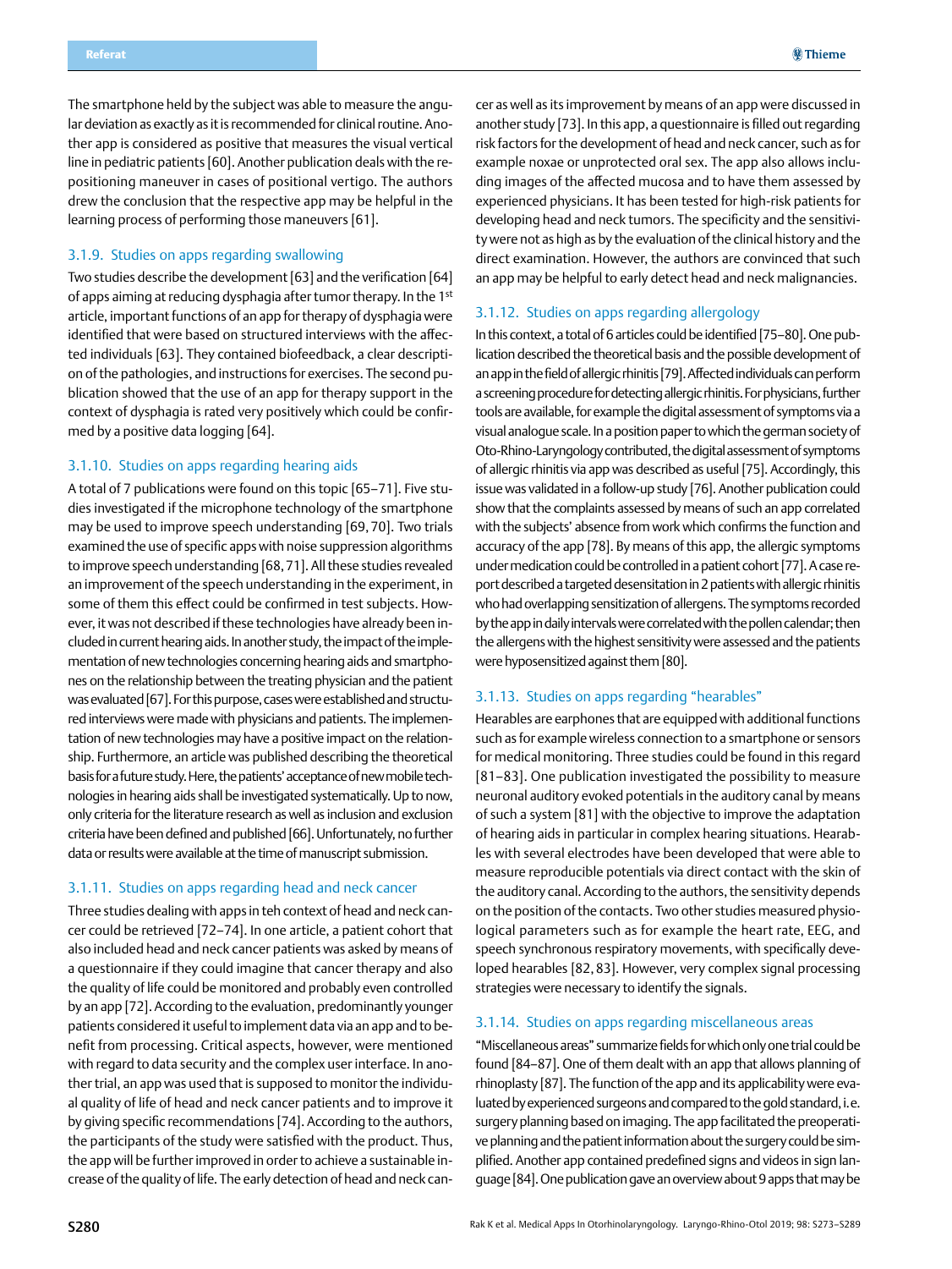The smartphone held by the subject was able to measure the angular deviation as exactly as it is recommended for clinical routine. Another app is considered as positive that measures the visual vertical line in pediatric patients [60]. Another publication deals with the repositioning maneuver in cases of positional vertigo. The authors drew the conclusion that the respective app may be helpful in the learning process of performing those maneuvers [61].

### 3.1.9. Studies on apps regarding swallowing

Two studies describe the development [63] and the verification [64] of apps aiming at reducing dysphagia after tumor therapy. In the 1st article, important functions of an app for therapy of dysphagia were identified that were based on structured interviews with the affected individuals [63]. They contained biofeedback, a clear description of the pathologies, and instructions for exercises. The second publication showed that the use of an app for therapy support in the context of dysphagia is rated very positively which could be confirmed by a positive data logging [64].

### 3.1.10. Studies on apps regarding hearing aids

A total of 7 publications were found on this topic [65–71]. Five studies investigated if the microphone technology of the smartphone may be used to improve speech understanding [69, 70]. Two trials examined the use of specific apps with noise suppression algorithms to improve speech understanding [68, 71]. All these studies revealed an improvement of the speech understanding in the experiment, in some of them this effect could be confirmed in test subjects. However, it was not described if these technologies have already been included in current hearing aids. In another study, the impact of the implementation of new technologies concerning hearing aids and smartphones on the relationship between the treating physician and the patient was evaluated [67]. For this purpose, cases were established and structured interviews were made with physicians and patients. The implementation of new technologies may have a positive impact on the relationship. Furthermore, an article was published describing the theoretical basis for a future study. Here, the patients' acceptance of new mobile technologies in hearing aids shall be investigated systematically. Up to now, only criteria for the literature research as well as inclusion and exclusion criteria have been defined and published [66]. Unfortunately, no further data or results were available at the time of manuscript submission.

### 3.1.11. Studies on apps regarding head and neck cancer

Three studies dealing with apps in teh context of head and neck cancer could be retrieved [72–74]. In one article, a patient cohort that also included head and neck cancer patients was asked by means of a questionnaire if they could imagine that cancer therapy and also the quality of life could be monitored and probably even controlled by an app [72]. According to the evaluation, predominantly younger patients considered it useful to implement data via an app and to benefit from processing. Critical aspects, however, were mentioned with regard to data security and the complex user interface. In another trial, an app was used that is supposed to monitor the individual quality of life of head and neck cancer patients and to improve it by giving specific recommendations [74]. According to the authors, the participants of the study were satisfied with the product. Thus, the app will be further improved in order to achieve a sustainable increase of the quality of life. The early detection of head and neck cancer as well as its improvement by means of an app were discussed in another study [73]. In this app, a questionnaire is filled out regarding risk factors for the development of head and neck cancer, such as for example noxae or unprotected oral sex. The app also allows including images of the affected mucosa and to have them assessed by experienced physicians. It has been tested for high-risk patients for developing head and neck tumors. The specificity and the sensitivity were not as high as by the evaluation of the clinical history and the direct examination. However, the authors are convinced that such an app may be helpful to early detect head and neck malignancies.

### 3.1.12. Studies on apps regarding allergology

In this context, a total of 6 articles could be identified [75–80]. One publication described the theoretical basis and the possible development of an app in the field of allergic rhinitis [79]. Affected individuals can perform a screening procedure for detecting allergic rhinitis. For physicians, further tools are available, for example the digital assessment of symptoms via a visual analogue scale. In a position paper to which the german society of Oto-Rhino-Laryngology contributed, the digital assessment of symptoms of allergic rhinitis via app was described as useful [75]. Accordingly, this issue was validated in a follow-up study [76]. Another publication could show that the complaints assessed by means of such an app correlated with the subjects' absence from work which confirms the function and accuracy of the app [78]. By means of this app, the allergic symptoms under medication could be controlled in a patient cohort [77]. A case report described a targeted desensitation in 2 patients with allergic rhinitis who had overlapping sensitization of allergens. The symptoms recorded by the app in daily intervals were correlated with the pollen calendar; then the allergens with the highest sensitivity were assessed and the patients were hyposensitized against them [80].

### 3.1.13. Studies on apps regarding "hearables"

Hearables are earphones that are equipped with additional functions such as for example wireless connection to a smartphone or sensors for medical monitoring. Three studies could be found in this regard [81–83]. One publication investigated the possibility to measure neuronal auditory evoked potentials in the auditory canal by means of such a system [81] with the objective to improve the adaptation of hearing aids in particular in complex hearing situations. Hearables with several electrodes have been developed that were able to measure reproducible potentials via direct contact with the skin of the auditory canal. According to the authors, the sensitivity depends on the position of the contacts. Two other studies measured physiological parameters such as for example the heart rate, EEG, and speech synchronous respiratory movements, with specifically developed hearables [82, 83]. However, very complex signal processing strategies were necessary to identify the signals.

### 3.1.14. Studies on apps regarding miscellaneous areas

"Miscellaneous areas" summarize fields for which only one trial could be found [84–87]. One of them dealt with an app that allows planning of rhinoplasty [87]. The function of the app and its applicability were evaluated by experienced surgeons and compared to the gold standard, i.e. surgery planning based on imaging. The app facilitated the preoperative planning and the patient information about the surgery could be simplified. Another app contained predefined signs and videos in sign language [84]. One publication gave an overview about 9 apps that may be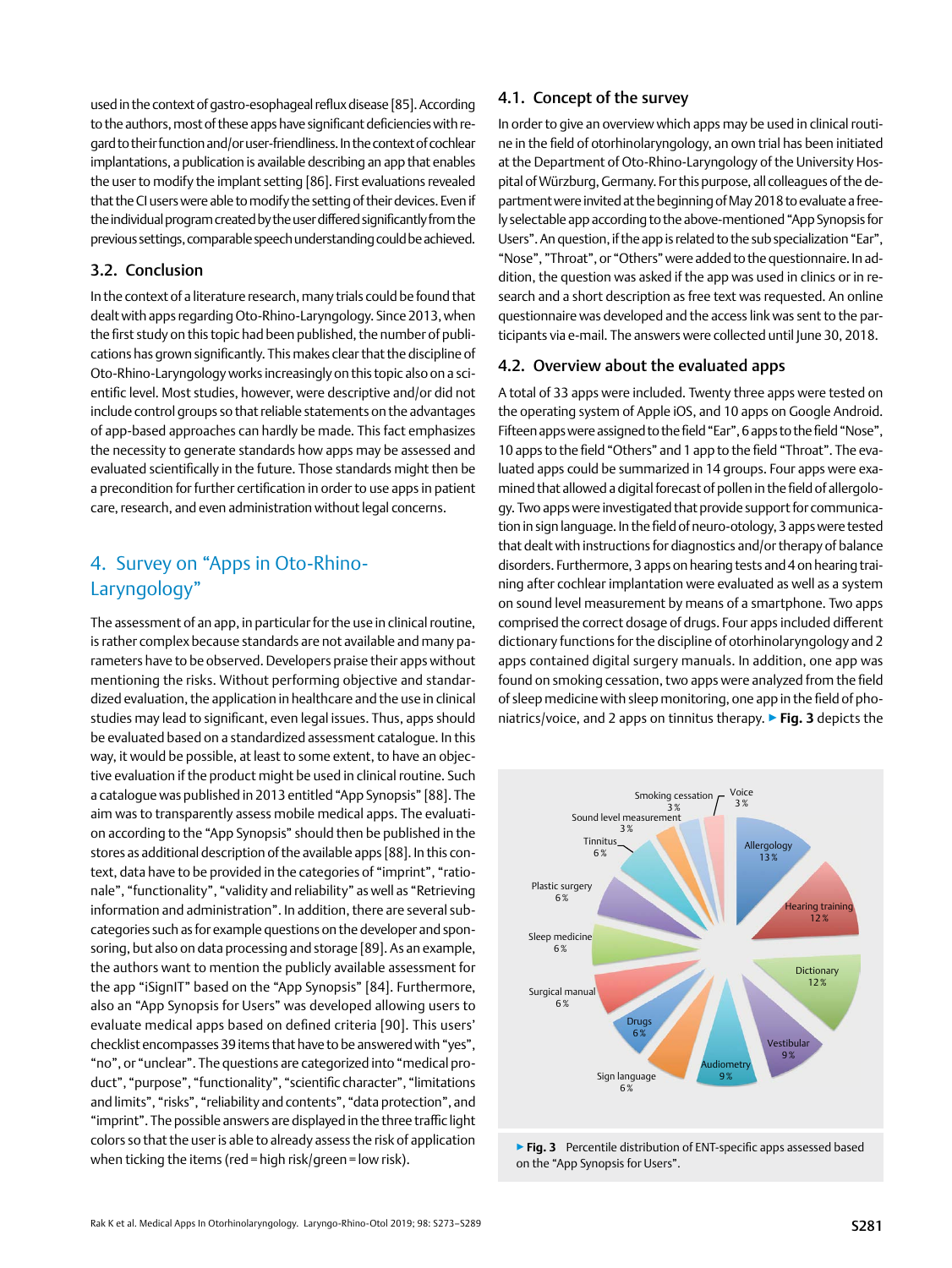used in the context of gastro-esophageal reflux disease [85]. According to the authors, most of these apps have significant deficiencies with regard to their function and/or user-friendliness. In the context of cochlear implantations, a publication is available describing an app that enables the user to modify the implant setting [86]. First evaluations revealed that the CI users were able to modify the setting of their devices. Even if the individual program created by the user differed significantly from the previous settings, comparable speech understanding could be achieved.

## 3.2. Conclusion

In the context of a literature research, many trials could be found that dealt with apps regarding Oto-Rhino-Laryngology. Since 2013, when the first study on this topic had been published, the number of publications has grown significantly. This makes clear that the discipline of Oto-Rhino-Laryngology works increasingly on this topic also on a scientific level. Most studies, however, were descriptive and/or did not include control groups so that reliable statements on the advantages of app-based approaches can hardly be made. This fact emphasizes the necessity to generate standards how apps may be assessed and evaluated scientifically in the future. Those standards might then be a precondition for further certification in order to use apps in patient care, research, and even administration without legal concerns.

# 4. Survey on “Apps in Oto-Rhino-Laryngology”

The assessment of an app, in particular for the use in clinical routine, is rather complex because standards are not available and many parameters have to be observed. Developers praise their apps without mentioning the risks. Without performing objective and standardized evaluation, the application in healthcare and the use in clinical studies may lead to significant, even legal issues. Thus, apps should be evaluated based on a standardized assessment catalogue. In this way, it would be possible, at least to some extent, to have an objective evaluation if the product might be used in clinical routine. Such a catalogue was published in 2013 entitled “App Synopsis” [88]. The aim was to transparently assess mobile medical apps. The evaluation according to the “App Synopsis” should then be published in the stores as additional description of the available apps [88]. In this context, data have to be provided in the categories of “imprint”, “rationale”, “functionality”, “validity and reliability” as well as “Retrieving information and administration”. In addition, there are several subcategories such as for example questions on the developer and sponsoring, but also on data processing and storage [89]. As an example, the authors want to mention the publicly available assessment for the app “iSignIT” based on the “App Synopsis” [84]. Furthermore, also an “App Synopsis for Users” was developed allowing users to evaluate medical apps based on defined criteria [90]. This users’ checklist encompasses 39 items that have to be answered with “yes”, “no”, or “unclear”. The questions are categorized into “medical product”, “purpose”, “functionality”, “scientific character”, “limitations and limits”, “risks”, “reliability and contents”, “data protection”, and “imprint”. The possible answers are displayed in the three traffic light colors so that the user is able to already assess the risk of application when ticking the items (red = high risk/green = low risk).

## 4.1. Concept of the survey

In order to give an overview which apps may be used in clinical routine in the field of otorhinolaryngology, an own trial has been initiated at the Department of Oto-Rhino-Laryngology of the University Hospital of Würzburg, Germany. For this purpose, all colleagues of the department were invited at the beginning of May 2018 to evaluate a freely selectable app according to the above-mentioned “App Synopsis for Users”. An question, if the app is related to the sub specialization “Ear”, “Nose”, ”Throat”, or “Others” were added to the questionnaire. In addition, the question was asked if the app was used in clinics or in research and a short description as free text was requested. An online questionnaire was developed and the access link was sent to the participants via e-mail. The answers were collected until June 30, 2018.

## 4.2. Overview about the evaluated apps

A total of 33 apps were included. Twenty three apps were tested on the operating system of Apple iOS, and 10 apps on Google Android. Fifteen apps were assigned to the field “Ear”, 6 apps to the field “Nose”, 10 apps to the field “Others” and 1 app to the field “Throat”. The evaluated apps could be summarized in 14 groups. Four apps were examined that allowed a digital forecast of pollen in the field of allergology. Two apps were investigated that provide support for communication in sign language. In the field of neuro-otology, 3 apps were tested that dealt with instructions for diagnostics and/or therapy of balance disorders. Furthermore, 3 apps on hearing tests and 4 on hearing training after cochlear implantation were evaluated as well as a system on sound level measurement by means of a smartphone. Two apps comprised the correct dosage of drugs. Four apps included different dictionary functions for the discipline of otorhinolaryngology and 2 apps contained digital surgery manuals. In addition, one app was found on smoking cessation, two apps were analyzed from the field of sleep medicine with sleep monitoring, one app in the field of phoniatrics/voice, and 2 apps on tinnitus therapy. ▶ **Fig. 3** depicts the

▶ **Fig. 3** Percentile distribution of ENT-specific apps assessed based on the “App Synopsis for Users”.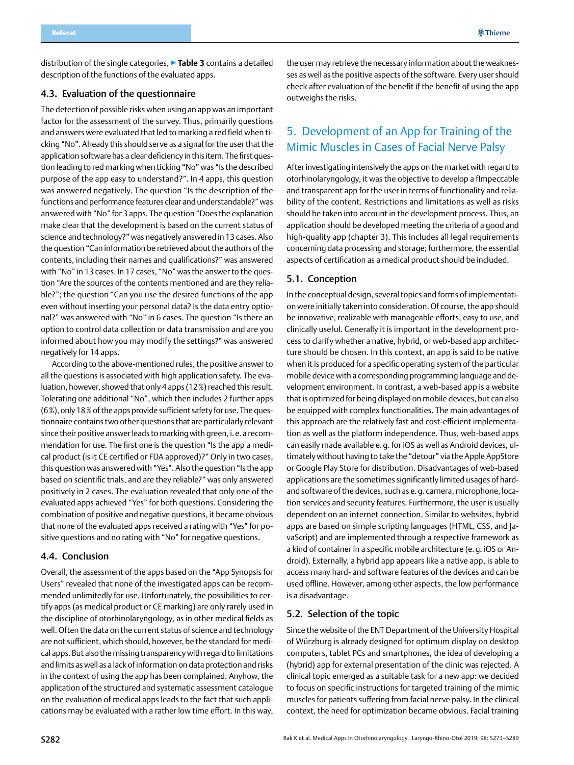distribution of the single categories, ▶ **Table 3** contains a detailed description of the functions of the evaluated apps.

### 4.3. Evaluation of the questionnaire

The detection of possible risks when using an app was an important factor for the assessment of the survey. Thus, primarily questions and answers were evaluated that led to marking a red field when ticking "No". Already this should serve as a signal for the user that the application software has a clear deficiency in this item. The first question leading to red marking when ticking "No" was "Is the described purpose of the app easy to understand?". In 4 apps, this question was answered negatively. The question "Is the description of the functions and performance features clear and understandable?" was answered with "No" for 3 apps. The question "Does the explanation make clear that the development is based on the current status of science and technology?" was negatively answered in 13 cases. Also the question "Can information be retrieved about the authors of the contents, including their names and qualifications?" was answered with "No" in 13 cases. In 17 cases, "No" was the answer to the question "Are the sources of the contents mentioned and are they reliable?"; the question "Can you use the desired functions of the app even without inserting your personal data? Is the data entry optional?" was answered with "No" in 6 cases. The question "Is there an option to control data collection or data transmission and are you informed about how you may modify the settings?" was answered negatively for 14 apps.

According to the above-mentioned rules, the positive answer to all the questions is associated with high application safety. The evaluation, however, showed that only 4 apps (12 %) reached this result. Tolerating one additional "No", which then includes 2 further apps (6 %), only 18 % of the apps provide sufficient safety for use. The questionnaire contains two other questions that are particularly relevant since their positive answer leads to marking with green, i. e. a recommendation for use. The first one is the question "Is the app a medical product (is it CE certified or FDA approved)?" Only in two cases, this question was answered with "Yes". Also the question "Is the app based on scientific trials, and are they reliable?" was only answered positively in 2 cases. The evaluation revealed that only one of the evaluated apps achieved "Yes" for both questions. Considering the combination of positive and negative questions, it became obvious that none of the evaluated apps received a rating with "Yes" for positive questions and no rating with "No" for negative questions.

### 4.4. Conclusion

Overall, the assessment of the apps based on the "App Synopsis for Users" revealed that none of the investigated apps can be recommended unlimitedly for use. Unfortunately, the possibilities to certify apps (as medical product or CE marking) are only rarely used in the discipline of otorhinolaryngology, as in other medical fields as well. Often the data on the current status of science and technology are not sufficient, which should, however, be the standard for medical apps. But also the missing transparency with regard to limitations and limits as well as a lack of information on data protection and risks in the context of using the app has been complained. Anyhow, the application of the structured and systematic assessment catalogue on the evaluation of medical apps leads to the fact that such applications may be evaluated with a rather low time effort. In this way, the user may retrieve the necessary information about the weaknesses as well as the positive aspects of the software. Every user should check after evaluation of the benefit if the benefit of using the app outweighs the risks.

## 5. Development of an App for Training of the Mimic Muscles in Cases of Facial Nerve Palsy

After investigating intensively the apps on the market with regard to otorhinolaryngology, it was the objective to develop a fImpeccable and transparent app for the user in terms of functionality and reliability of the content. Restrictions and limitations as well as risks should be taken into account in the development process. Thus, an application should be developed meeting the criteria of a good and high-quality app (chapter 3). This includes all legal requirements concerning data processing and storage; furthermore, the essential aspects of certification as a medical product should be included.

### 5.1. Conception

In the conceptual design, several topics and forms of implementation were initially taken into consideration. Of course, the app should be innovative, realizable with manageable efforts, easy to use, and clinically useful. Generally it is important in the development process to clarify whether a native, hybrid, or web-based app architecture should be chosen. In this context, an app is said to be native when it is produced for a specific operating system of the particular mobile device with a corresponding programming language and development environment. In contrast, a web-based app is a website that is optimized for being displayed on mobile devices, but can also be equipped with complex functionalities. The main advantages of this approach are the relatively fast and cost-efficient implementation as well as the platform independence. Thus, web-based apps can easily made available e. g. for iOS as well as Android devices, ultimately without having to take the "detour" via the Apple AppStore or Google Play Store for distribution. Disadvantages of web-based applications are the sometimes significantly limited usages of hard- and software of the devices, such as e. g. camera, microphone, location services and security features. Furthermore, the user is usually dependent on an internet connection. Similar to websites, hybrid apps are based on simple scripting languages (HTML, CSS, and JavaScript) and are implemented through a respective framework as a kind of container in a specific mobile architecture (e. g. iOS or Android). Externally, a hybrid app appears like a native app, is able to access many hard- and software features of the devices and can be used offline. However, among other aspects, the low performance is a disadvantage.

### 5.2. Selection of the topic

Since the website of the ENT Department of the University Hospital of Würzburg is already designed for optimum display on desktop computers, tablet PCs and smartphones, the idea of developing a (hybrid) app for external presentation of the clinic was rejected. A clinical topic emerged as a suitable task for a new app: we decided to focus on specific instructions for targeted training of the mimic muscles for patients suffering from facial nerve palsy. In the clinical context, the need for optimization became obvious. Facial training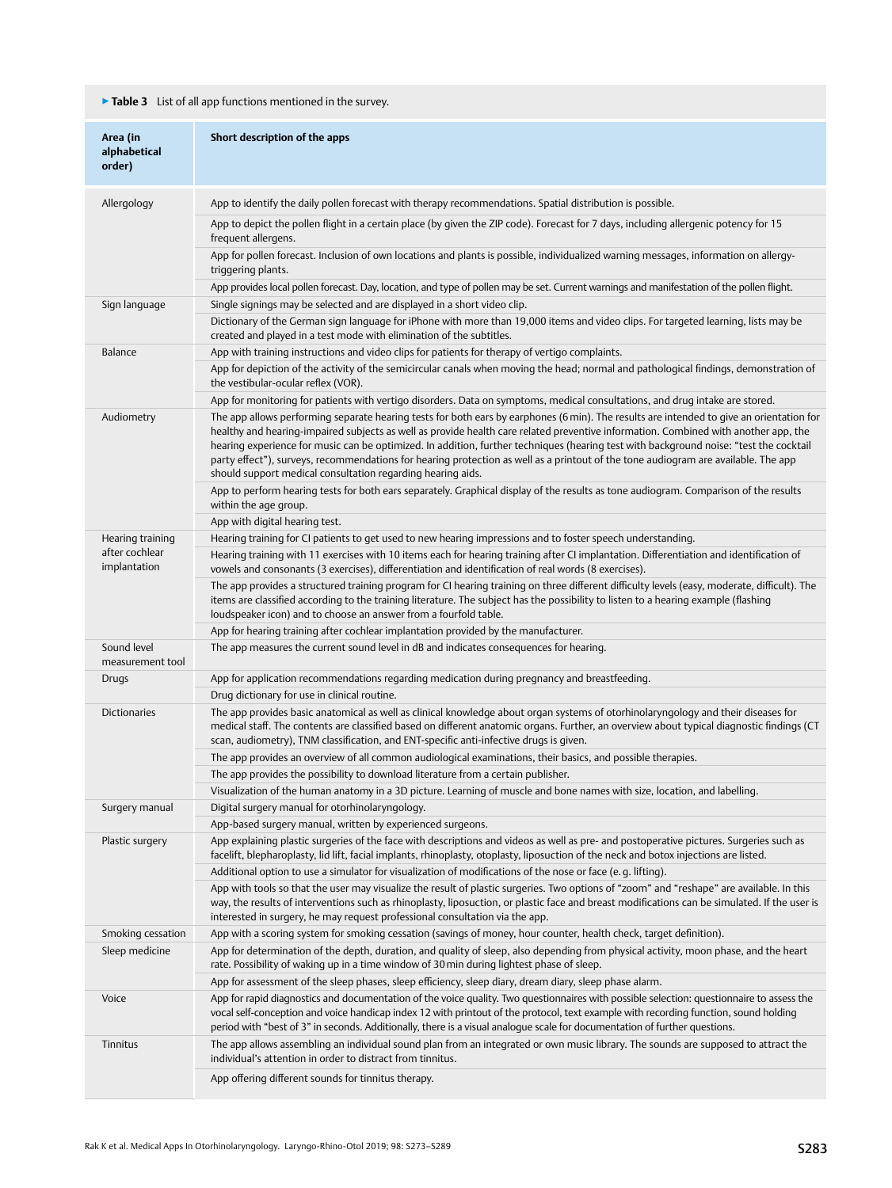▶ **Table 3** List of all app functions mentioned in the survey.

| Area (in alphabetical order) | Short description of the apps |
|---|---|
| Allergology | App to identify the daily pollen forecast with therapy recommendations. Spatial distribution is possible. |
| | App to depict the pollen flight in a certain place (by given the ZIP code). Forecast for 7 days, including allergenic potency for 15 frequent allergens. |
| | App for pollen forecast. Inclusion of own locations and plants is possible, individualized warning messages, information on allergy-triggering plants. |
| | App provides local pollen forecast. Day, location, and type of pollen may be set. Current warnings and manifestation of the pollen flight. |
| Sign language | Single signings may be selected and are displayed in a short video clip. |
| | Dictionary of the German sign language for iPhone with more than 19,000 items and video clips. For targeted learning, lists may be created and played in a test mode with elimination of the subtitles. |
| Balance | App with training instructions and video clips for patients for therapy of vertigo complaints. |
| | App for depiction of the activity of the semicircular canals when moving the head; normal and pathological findings, demonstration of the vestibular-ocular reflex (VOR). |
| | App for monitoring for patients with vertigo disorders. Data on symptoms, medical consultations, and drug intake are stored. |
| Audiometry | The app allows performing separate hearing tests for both ears by earphones (6 min). The results are intended to give an orientation for healthy and hearing-impaired subjects as well as provide health care related preventive information. Combined with another app, the hearing experience for music can be optimized. In addition, further techniques (hearing test with background noise: "test the cocktail party effect"), surveys, recommendations for hearing protection as well as a printout of the tone audiogram are available. The app should support medical consultation regarding hearing aids. |
| | App to perform hearing tests for both ears separately. Graphical display of the results as tone audiogram. Comparison of the results within the age group. |
| | App with digital hearing test. |
| Hearing training after cochlear implantation | Hearing training for CI patients to get used to new hearing impressions and to foster speech understanding. |
| | Hearing training with 11 exercises with 10 items each for hearing training after CI implantation. Differentiation and identification of vowels and consonants (3 exercises), differentiation and identification of real words (8 exercises). |
| | The app provides a structured training program for CI hearing training on three different difficulty levels (easy, moderate, difficult). The items are classified according to the training literature. The subject has the possibility to listen to a hearing example (flashing loudspeaker icon) and to choose an answer from a fourfold table. |
| | App for hearing training after cochlear implantation provided by the manufacturer. |
| Sound level measurement tool | The app measures the current sound level in dB and indicates consequences for hearing. |
| Drugs | App for application recommendations regarding medication during pregnancy and breastfeeding. |
| | Drug dictionary for use in clinical routine. |
| Dictionaries | The app provides basic anatomical as well as clinical knowledge about organ systems of otorhinolaryngology and their diseases for medical staff. The contents are classified based on different anatomic organs. Further, an overview about typical diagnostic findings (CT scan, audiometry), TNM classification, and ENT-specific anti-infective drugs is given. |
| | The app provides an overview of all common audiological examinations, their basics, and possible therapies. |
| | The app provides the possibility to download literature from a certain publisher. |
| | Visualization of the human anatomy in a 3D picture. Learning of muscle and bone names with size, location, and labelling. |
| Surgery manual | Digital surgery manual for otorhinolaryngology. |
| | App-based surgery manual, written by experienced surgeons. |
| Plastic surgery | App explaining plastic surgeries of the face with descriptions and videos as well as pre- and postoperative pictures. Surgeries such as facelift, blepharoplasty, lid lift, facial implants, rhinoplasty, otoplasty, liposuction of the neck and botox injections are listed. |
| | Additional option to use a simulator for visualization of modifications of the nose or face (e.g. lifting). |
| | App with tools so that the user may visualize the result of plastic surgeries. Two options of "zoom" and "reshape" are available. In this way, the results of interventions such as rhinoplasty, liposuction, or plastic face and breast modifications can be simulated. If the user is interested in surgery, he may request professional consultation via the app. |
| Smoking cessation | App with a scoring system for smoking cessation (savings of money, hour counter, health check, target definition). |
| Sleep medicine | App for determination of the depth, duration, and quality of sleep, also depending from physical activity, moon phase, and the heart rate. Possibility of waking up in a time window of 30 min during lightest phase of sleep. |
| | App for assessment of the sleep phases, sleep efficiency, sleep diary, dream diary, sleep phase alarm. |
| Voice | App for rapid diagnostics and documentation of the voice quality. Two questionnaires with possible selection: questionnaire to assess the vocal self-conception and voice handicap index 12 with printout of the protocol, text example with recording function, sound holding period with "best of 3" in seconds. Additionally, there is a visual analogue scale for documentation of further questions. |
| Tinnitus | The app allows assembling an individual sound plan from an integrated or own music library. The sounds are supposed to attract the individual's attention in order to distract from tinnitus. |
| | App offering different sounds for tinnitus therapy. |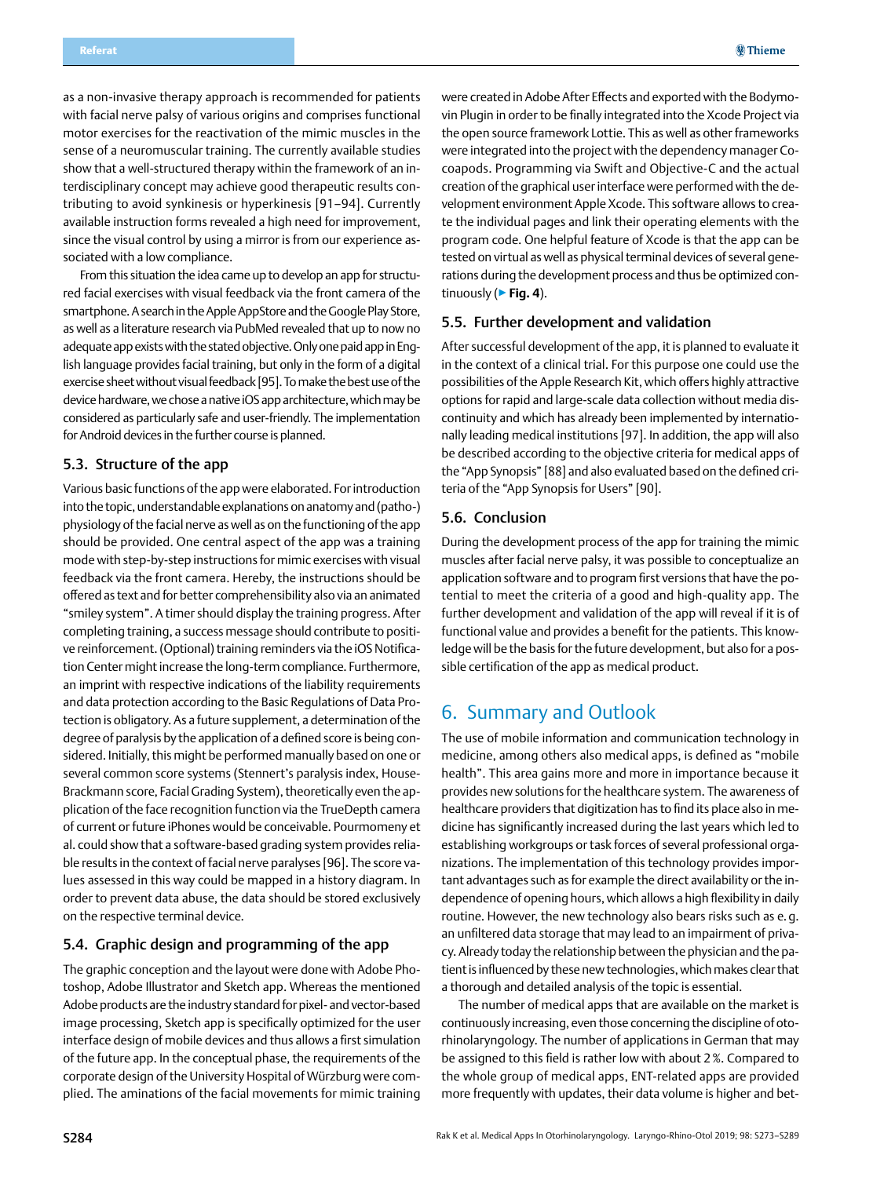as a non-invasive therapy approach is recommended for patients with facial nerve palsy of various origins and comprises functional motor exercises for the reactivation of the mimic muscles in the sense of a neuromuscular training. The currently available studies show that a well-structured therapy within the framework of an interdisciplinary concept may achieve good therapeutic results contributing to avoid synkinesis or hyperkinesis [91–94]. Currently available instruction forms revealed a high need for improvement, since the visual control by using a mirror is from our experience associated with a low compliance.

From this situation the idea came up to develop an app for structured facial exercises with visual feedback via the front camera of the smartphone. A search in the Apple AppStore and the Google Play Store, as well as a literature research via PubMed revealed that up to now no adequate app exists with the stated objective. Only one paid app in English language provides facial training, but only in the form of a digital exercise sheet without visual feedback [95]. To make the best use of the device hardware, we chose a native iOS app architecture, which may be considered as particularly safe and user-friendly. The implementation for Android devices in the further course is planned.

### 5.3. Structure of the app

Various basic functions of the app were elaborated. For introduction into the topic, understandable explanations on anatomy and (patho-)physiology of the facial nerve as well as on the functioning of the app should be provided. One central aspect of the app was a training mode with step-by-step instructions for mimic exercises with visual feedback via the front camera. Hereby, the instructions should be offered as text and for better comprehensibility also via an animated "smiley system". A timer should display the training progress. After completing training, a success message should contribute to positive reinforcement. (Optional) training reminders via the iOS Notification Center might increase the long-term compliance. Furthermore, an imprint with respective indications of the liability requirements and data protection according to the Basic Regulations of Data Protection is obligatory. As a future supplement, a determination of the degree of paralysis by the application of a defined score is being considered. Initially, this might be performed manually based on one or several common score systems (Stennert's paralysis index, House-Brackmann score, Facial Grading System), theoretically even the application of the face recognition function via the TrueDepth camera of current or future iPhones would be conceivable. Pourmomeny et al. could show that a software-based grading system provides reliable results in the context of facial nerve paralyses [96]. The score values assessed in this way could be mapped in a history diagram. In order to prevent data abuse, the data should be stored exclusively on the respective terminal device.

### 5.4. Graphic design and programming of the app

The graphic conception and the layout were done with Adobe Photoshop, Adobe Illustrator and Sketch app. Whereas the mentioned Adobe products are the industry standard for pixel- and vector-based image processing, Sketch app is specifically optimized for the user interface design of mobile devices and thus allows a first simulation of the future app. In the conceptual phase, the requirements of the corporate design of the University Hospital of Würzburg were complied. The aminations of the facial movements for mimic training were created in Adobe After Effects and exported with the Bodymovin Plugin in order to be finally integrated into the Xcode Project via the open source framework Lottie. This as well as other frameworks were integrated into the project with the dependency manager Cocoapods. Programming via Swift and Objective-C and the actual creation of the graphical user interface were performed with the development environment Apple Xcode. This software allows to create the individual pages and link their operating elements with the program code. One helpful feature of Xcode is that the app can be tested on virtual as well as physical terminal devices of several generations during the development process and thus be optimized continuously (▶ **Fig. 4**).

### 5.5. Further development and validation

After successful development of the app, it is planned to evaluate it in the context of a clinical trial. For this purpose one could use the possibilities of the Apple Research Kit, which offers highly attractive options for rapid and large-scale data collection without media discontinuity and which has already been implemented by internationally leading medical institutions [97]. In addition, the app will also be described according to the objective criteria for medical apps of the "App Synopsis" [88] and also evaluated based on the defined criteria of the "App Synopsis for Users" [90].

### 5.6. Conclusion

During the development process of the app for training the mimic muscles after facial nerve palsy, it was possible to conceptualize an application software and to program first versions that have the potential to meet the criteria of a good and high-quality app. The further development and validation of the app will reveal if it is of functional value and provides a benefit for the patients. This knowledge will be the basis for the future development, but also for a possible certification of the app as medical product.

## 6. Summary and Outlook

The use of mobile information and communication technology in medicine, among others also medical apps, is defined as "mobile health". This area gains more and more in importance because it provides new solutions for the healthcare system. The awareness of healthcare providers that digitization has to find its place also in medicine has significantly increased during the last years which led to establishing workgroups or task forces of several professional organizations. The implementation of this technology provides important advantages such as for example the direct availability or the independence of opening hours, which allows a high flexibility in daily routine. However, the new technology also bears risks such as e. g. an unfiltered data storage that may lead to an impairment of privacy. Already today the relationship between the physician and the patient is influenced by these new technologies, which makes clear that a thorough and detailed analysis of the topic is essential.

The number of medical apps that are available on the market is continuously increasing, even those concerning the discipline of otorhinolaryngology. The number of applications in German that may be assigned to this field is rather low with about 2 %. Compared to the whole group of medical apps, ENT-related apps are provided more frequently with updates, their data volume is higher and bet-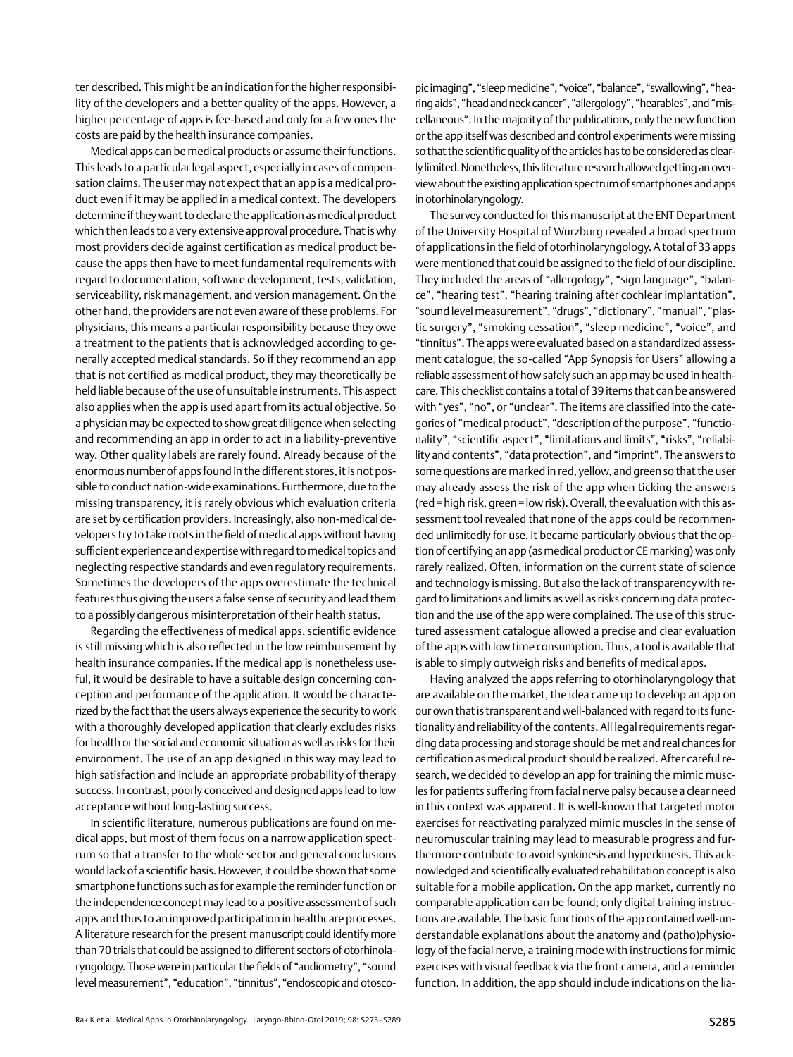ter described. This might be an indication for the higher responsibility of the developers and a better quality of the apps. However, a higher percentage of apps is fee-based and only for a few ones the costs are paid by the health insurance companies.

Medical apps can be medical products or assume their functions. This leads to a particular legal aspect, especially in cases of compensation claims. The user may not expect that an app is a medical product even if it may be applied in a medical context. The developers determine if they want to declare the application as medical product which then leads to a very extensive approval procedure. That is why most providers decide against certification as medical product because the apps then have to meet fundamental requirements with regard to documentation, software development, tests, validation, serviceability, risk management, and version management. On the other hand, the providers are not even aware of these problems. For physicians, this means a particular responsibility because they owe a treatment to the patients that is acknowledged according to generally accepted medical standards. So if they recommend an app that is not certified as medical product, they may theoretically be held liable because of the use of unsuitable instruments. This aspect also applies when the app is used apart from its actual objective. So a physician may be expected to show great diligence when selecting and recommending an app in order to act in a liability-preventive way. Other quality labels are rarely found. Already because of the enormous number of apps found in the different stores, it is not possible to conduct nation-wide examinations. Furthermore, due to the missing transparency, it is rarely obvious which evaluation criteria are set by certification providers. Increasingly, also non-medical developers try to take roots in the field of medical apps without having sufficient experience and expertise with regard to medical topics and neglecting respective standards and even regulatory requirements. Sometimes the developers of the apps overestimate the technical features thus giving the users a false sense of security and lead them to a possibly dangerous misinterpretation of their health status.

Regarding the effectiveness of medical apps, scientific evidence is still missing which is also reflected in the low reimbursement by health insurance companies. If the medical app is nonetheless useful, it would be desirable to have a suitable design concerning conception and performance of the application. It would be characterized by the fact that the users always experience the security to work with a thoroughly developed application that clearly excludes risks for health or the social and economic situation as well as risks for their environment. The use of an app designed in this way may lead to high satisfaction and include an appropriate probability of therapy success. In contrast, poorly conceived and designed apps lead to low acceptance without long-lasting success.

In scientific literature, numerous publications are found on medical apps, but most of them focus on a narrow application spectrum so that a transfer to the whole sector and general conclusions would lack of a scientific basis. However, it could be shown that some smartphone functions such as for example the reminder function or the independence concept may lead to a positive assessment of such apps and thus to an improved participation in healthcare processes. A literature research for the present manuscript could identify more than 70 trials that could be assigned to different sectors of otorhinolaryngology. Those were in particular the fields of "audiometry", "sound level measurement", "education", "tinnitus", "endoscopic and otoscopic imaging", "sleep medicine", "voice", "balance", "swallowing", "hearing aids", "head and neck cancer", "allergology", "hearables", and "miscellaneous". In the majority of the publications, only the new function or the app itself was described and control experiments were missing so that the scientific quality of the articles has to be considered as clearly limited. Nonetheless, this literature research allowed getting an overview about the existing application spectrum of smartphones and apps in otorhinolaryngology.

The survey conducted for this manuscript at the ENT Department of the University Hospital of Würzburg revealed a broad spectrum of applications in the field of otorhinolaryngology. A total of 33 apps were mentioned that could be assigned to the field of our discipline. They included the areas of "allergology", "sign language", "balance", "hearing test", "hearing training after cochlear implantation", "sound level measurement", "drugs", "dictionary", "manual", "plastic surgery", "smoking cessation", "sleep medicine", "voice", and "tinnitus". The apps were evaluated based on a standardized assessment catalogue, the so-called "App Synopsis for Users" allowing a reliable assessment of how safely such an app may be used in healthcare. This checklist contains a total of 39 items that can be answered with "yes", "no", or "unclear". The items are classified into the categories of "medical product", "description of the purpose", "functionality", "scientific aspect", "limitations and limits", "risks", "reliability and contents", "data protection", and "imprint". The answers to some questions are marked in red, yellow, and green so that the user may already assess the risk of the app when ticking the answers (red = high risk, green = low risk). Overall, the evaluation with this assessment tool revealed that none of the apps could be recommended unlimitedly for use. It became particularly obvious that the option of certifying an app (as medical product or CE marking) was only rarely realized. Often, information on the current state of science and technology is missing. But also the lack of transparency with regard to limitations and limits as well as risks concerning data protection and the use of the app were complained. The use of this structured assessment catalogue allowed a precise and clear evaluation of the apps with low time consumption. Thus, a tool is available that is able to simply outweigh risks and benefits of medical apps.

Having analyzed the apps referring to otorhinolaryngology that are available on the market, the idea came up to develop an app on our own that is transparent and well-balanced with regard to its functionality and reliability of the contents. All legal requirements regarding data processing and storage should be met and real chances for certification as medical product should be realized. After careful research, we decided to develop an app for training the mimic muscles for patients suffering from facial nerve palsy because a clear need in this context was apparent. It is well-known that targeted motor exercises for reactivating paralyzed mimic muscles in the sense of neuromuscular training may lead to measurable progress and furthermore contribute to avoid synkinesis and hyperkinesis. This acknowledged and scientifically evaluated rehabilitation concept is also suitable for a mobile application. On the app market, currently no comparable application can be found; only digital training instructions are available. The basic functions of the app contained well-understandable explanations about the anatomy and (patho)physiology of the facial nerve, a training mode with instructions for mimic exercises with visual feedback via the front camera, and a reminder function. In addition, the app should include indications on the lia-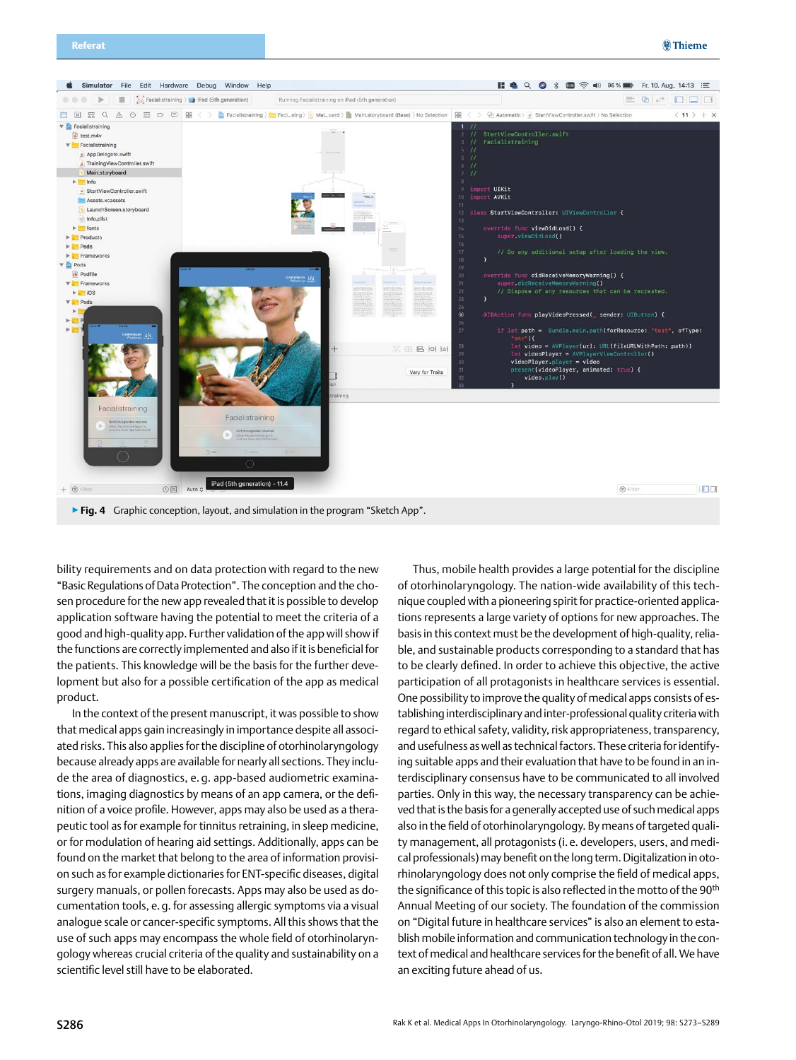▶ **Fig. 4** Graphic conception, layout, and simulation in the program "Sketch App".

bility requirements and on data protection with regard to the new "Basic Regulations of Data Protection". The conception and the chosen procedure for the new app revealed that it is possible to develop application software having the potential to meet the criteria of a good and high-quality app. Further validation of the app will show if the functions are correctly implemented and also if it is beneficial for the patients. This knowledge will be the basis for the further development but also for a possible certification of the app as medical product.

In the context of the present manuscript, it was possible to show that medical apps gain increasingly in importance despite all associated risks. This also applies for the discipline of otorhinolaryngology because already apps are available for nearly all sections. They include the area of diagnostics, e.g. app-based audiometric examinations, imaging diagnostics by means of an app camera, or the definition of a voice profile. However, apps may also be used as a therapeutic tool as for example for tinnitus retraining, in sleep medicine, or for modulation of hearing aid settings. Additionally, apps can be found on the market that belong to the area of information provision on such as for example dictionaries for ENT-specific diseases, digital surgery manuals, or pollen forecasts. Apps may also be used as documentation tools, e.g. for assessing allergic symptoms via a visual analogue scale or cancer-specific symptoms. All this shows that the use of such apps may encompass the whole field of otorhinolaryngology whereas crucial criteria of the quality and sustainability on a scientific level still have to be elaborated.

Thus, mobile health provides a large potential for the discipline of otorhinolaryngology. The nation-wide availability of this technique coupled with a pioneering spirit for practice-oriented applications represents a large variety of options for new approaches. The basis in this context must be the development of high-quality, reliable, and sustainable products corresponding to a standard that has to be clearly defined. In order to achieve this objective, the active participation of all protagonists in healthcare services is essential. One possibility to improve the quality of medical apps consists of establishing interdisciplinary and inter-professional quality criteria with regard to ethical safety, validity, risk appropriateness, transparency, and usefulness as well as technical factors. These criteria for identifying suitable apps and their evaluation that have to be found in an interdisciplinary consensus have to be communicated to all involved parties. Only in this way, the necessary transparency can be achieved that is the basis for a generally accepted use of such medical apps also in the field of otorhinolaryngology. By means of targeted quality management, all protagonists (i.e. developers, users, and medical professionals) may benefit on the long term. Digitalization in otorhinolaryngology does not only comprise the field of medical apps, the significance of this topic is also reflected in the motto of the 90th Annual Meeting of our society. The foundation of the commission on "Digital future in healthcare services" is also an element to establish mobile information and communication technology in the context of medical and healthcare services for the benefit of all. We have an exciting future ahead of us.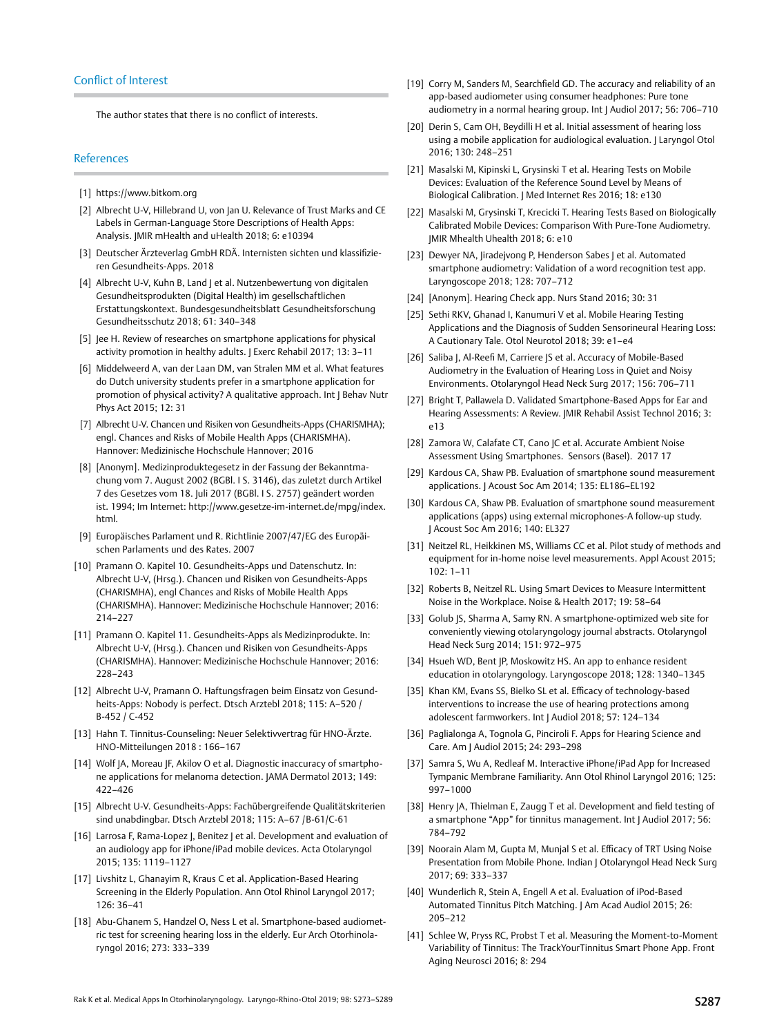## Conflict of Interest

The author states that there is no conflict of interests.

## References

[1] https://www.bitkom.org

[2] Albrecht U-V, Hillebrand U, von Jan U. Relevance of Trust Marks and CE Labels in German-Language Store Descriptions of Health Apps: Analysis. JMIR mHealth and uHealth 2018; 6: e10394

[3] Deutscher Ärzteverlag GmbH RDÄ. Internisten sichten und klassifizieren Gesundheits-Apps. 2018

[4] Albrecht U-V, Kuhn B, Land J et al. Nutzenbewertung von digitalen Gesundheitsprodukten (Digital Health) im gesellschaftlichen Erstattungskontext. Bundesgesundheitsblatt Gesundheitsforschung Gesundheitsschutz 2018; 61: 340–348

[5] Jee H. Review of researches on smartphone applications for physical activity promotion in healthy adults. J Exerc Rehabil 2017; 13: 3–11

[6] Middelweerd A, van der Laan DM, van Stralen MM et al. What features do Dutch university students prefer in a smartphone application for promotion of physical activity? A qualitative approach. Int J Behav Nutr Phys Act 2015; 12: 31

[7] Albrecht U-V. Chancen und Risiken von Gesundheits-Apps (CHARISMHA); engl. Chances and Risks of Mobile Health Apps (CHARISMHA). Hannover: Medizinische Hochschule Hannover; 2016

[8] [Anonym]. Medizinproduktegesetz in der Fassung der Bekanntmachung vom 7. August 2002 (BGBl. I S. 3146), das zuletzt durch Artikel 7 des Gesetzes vom 18. Juli 2017 (BGBl. I S. 2757) geändert worden ist. 1994; Im Internet: http://www.gesetze-im-internet.de/mpg/index.html.

[9] Europäisches Parlament und R. Richtlinie 2007/47/EG des Europäischen Parlaments und des Rates. 2007

[10] Pramann O. Kapitel 10. Gesundheits-Apps und Datenschutz. In: Albrecht U-V, (Hrsg.). Chancen und Risiken von Gesundheits-Apps (CHARISMHA), engl Chances and Risks of Mobile Health Apps (CHARISMHA). Hannover: Medizinische Hochschule Hannover; 2016: 214–227

[11] Pramann O. Kapitel 11. Gesundheits-Apps als Medizinprodukte. In: Albrecht U-V, (Hrsg.). Chancen und Risiken von Gesundheits-Apps (CHARISMHA), engl Chances and Risks of Mobile Health Apps (CHARISMHA). Hannover: Medizinische Hochschule Hannover; 2016: 228–243

[12] Albrecht U-V, Pramann O. Haftungsfragen beim Einsatz von Gesundheits-Apps: Nobody is perfect. Dtsch Arztebl 2018; 115: A–520 / B-452 / C-452

[13] Hahn T. Tinnitus-Counseling: Neuer Selektivvertrag für HNO-Ärzte. HNO-Mitteilungen 2018 : 166–167

[14] Wolf JA, Moreau JF, Akilov O et al. Diagnostic inaccuracy of smartphone applications for melanoma detection. JAMA Dermatol 2013; 149: 422–426

[15] Albrecht U-V. Gesundheits-Apps: Fachübergreifende Qualitätskriterien sind unabdingbar. Dtsch Arztebl 2018; 115: A–67 /B-61/C-61

[16] Larrosa F, Rama-Lopez J, Benitez J et al. Development and evaluation of an audiology app for iPhone/iPad mobile devices. Acta Otolaryngol 2015; 135: 1119–1127

[17] Livshitz L, Ghanayim R, Kraus C et al. Application-Based Hearing Screening in the Elderly Population. Ann Otol Rhinol Laryngol 2017; 126: 36–41

[18] Abu-Ghanem S, Handzel O, Ness L et al. Smartphone-based audiometric test for screening hearing loss in the elderly. Eur Arch Otorhinolaryngol 2016; 273: 333–339

[19] Corry M, Sanders M, Searchfield GD. The accuracy and reliability of an app-based audiometer using consumer headphones: Pure tone audiometry in a normal hearing group. Int J Audiol 2017; 56: 706–710

[20] Derin S, Cam OH, Beydilli H et al. Initial assessment of hearing loss using a mobile application for audiological evaluation. J Laryngol Otol 2016; 130: 248–251

[21] Masalski M, Kipinski L, Grysinski T et al. Hearing Tests on Mobile Devices: Evaluation of the Reference Sound Level by Means of Biological Calibration. J Med Internet Res 2016; 18: e130

[22] Masalski M, Grysinski T, Krecicki T. Hearing Tests Based on Biologically Calibrated Mobile Devices: Comparison With Pure-Tone Audiometry. JMIR Mhealth Uhealth 2018; 6: e10

[23] Dewyer NA, Jiradejvong P, Henderson Sabes J et al. Automated smartphone audiometry: Validation of a word recognition test app. Laryngoscope 2018; 128: 707–712

[24] [Anonym]. Hearing Check app. Nurs Stand 2016; 30: 31

[25] Sethi RKV, Ghanad I, Kanumuri V et al. Mobile Hearing Testing Applications and the Diagnosis of Sudden Sensorineural Hearing Loss: A Cautionary Tale. Otol Neurotol 2018; 39: e1–e4

[26] Saliba J, Al-Reefi M, Carriere JS et al. Accuracy of Mobile-Based Audiometry in the Evaluation of Hearing Loss in Quiet and Noisy Environments. Otolaryngol Head Neck Surg 2017; 156: 706–711

[27] Bright T, Pallawela D. Validated Smartphone-Based Apps for Ear and Hearing Assessments: A Review. JMIR Rehabil Assist Technol 2016; 3: e13

[28] Zamora W, Calafate CT, Cano JC et al. Accurate Ambient Noise Assessment Using Smartphones. Sensors (Basel). 2017 17

[29] Kardous CA, Shaw PB. Evaluation of smartphone sound measurement applications. J Acoust Soc Am 2014; 135: EL186–EL192

[30] Kardous CA, Shaw PB. Evaluation of smartphone sound measurement applications (apps) using external microphones-A follow-up study. J Acoust Soc Am 2016; 140: EL327

[31] Neitzel RL, Heikkinen MS, Williams CC et al. Pilot study of methods and equipment for in-home noise level measurements. Appl Acoust 2015; 102: 1–11

[32] Roberts B, Neitzel RL. Using Smart Devices to Measure Intermittent Noise in the Workplace. Noise & Health 2017; 19: 58–64

[33] Golub JS, Sharma A, Samy RN. A smartphone-optimized web site for conveniently viewing otolaryngology journal abstracts. Otolaryngol Head Neck Surg 2014; 151: 972–975

[34] Hsueh WD, Bent JP, Moskowitz HS. An app to enhance resident education in otolaryngology. Laryngoscope 2018; 128: 1340–1345

[35] Khan KM, Evans SS, Bielko SL et al. Efficacy of technology-based interventions to increase the use of hearing protections among adolescent farmworkers. Int J Audiol 2018; 57: 124–134

[36] Paglialonga A, Tognola G, Pinciroli F. Apps for Hearing Science and Care. Am J Audiol 2015; 24: 293–298

[37] Samra S, Wu A, Redleaf M. Interactive iPhone/iPad App for Increased Tympanic Membrane Familiarity. Ann Otol Rhinol Laryngol 2016; 125: 997–1000

[38] Henry JA, Thielman E, Zaugg T et al. Development and field testing of a smartphone "App" for tinnitus management. Int J Audiol 2017; 56: 784–792

[39] Noorain Alam M, Gupta M, Munjal S et al. Efficacy of TRT Using Noise Presentation from Mobile Phone. Indian J Otolaryngol Head Neck Surg 2017; 69: 333–337

[40] Wunderlich R, Stein A, Engell A et al. Evaluation of iPod-Based Automated Tinnitus Pitch Matching. J Am Acad Audiol 2015; 26: 205–212

[41] Schlee W, Pryss RC, Probst T et al. Measuring the Moment-to-Moment Variability of Tinnitus: The TrackYourTinnitus Smart Phone App. Front Aging Neurosci 2016; 8: 294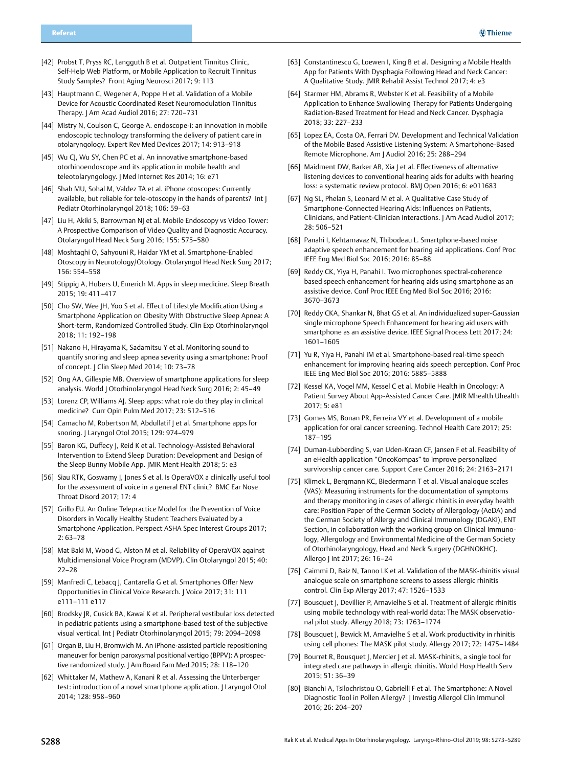[42] Probst T, Pryss RC, Langguth B et al. Outpatient Tinnitus Clinic, Self-Help Web Platform, or Mobile Application to Recruit Tinnitus Study Samples? Front Aging Neurosci 2017; 9: 113

[43] Hauptmann C, Wegener A, Poppe H et al. Validation of a Mobile Device for Acoustic Coordinated Reset Neuromodulation Tinnitus Therapy. J Am Acad Audiol 2016; 27: 720–731

[44] Mistry N, Coulson C, George A. endoscope-i: an innovation in mobile endoscopic technology transforming the delivery of patient care in otolaryngology. Expert Rev Med Devices 2017; 14: 913–918

[45] Wu CJ, Wu SY, Chen PC et al. An innovative smartphone-based otorhinoendoscope and its application in mobile health and teleotolaryngology. J Med Internet Res 2014; 16: e71

[46] Shah MU, Sohal M, Valdez TA et al. iPhone otoscopes: Currently available, but reliable for tele-otoscopy in the hands of parents? Int J Pediatr Otorhinolaryngol 2018; 106: 59–63

[47] Liu H, Akiki S, Barrowman NJ et al. Mobile Endoscopy vs Video Tower: A Prospective Comparison of Video Quality and Diagnostic Accuracy. Otolaryngol Head Neck Surg 2016; 155: 575–580

[48] Moshtaghi O, Sahyouni R, Haidar YM et al. Smartphone-Enabled Otoscopy in Neurotology/Otology. Otolaryngol Head Neck Surg 2017; 156: 554–558

[49] Stippig A, Hubers U, Emerich M. Apps in sleep medicine. Sleep Breath 2015; 19: 411–417

[50] Cho SW, Wee JH, Yoo S et al. Effect of Lifestyle Modification Using a Smartphone Application on Obesity With Obstructive Sleep Apnea: A Short-term, Randomized Controlled Study. Clin Exp Otorhinolaryngol 2018; 11: 192–198

[51] Nakano H, Hirayama K, Sadamitsu Y et al. Monitoring sound to quantify snoring and sleep apnea severity using a smartphone: Proof of concept. J Clin Sleep Med 2014; 10: 73–78

[52] Ong AA, Gillespie MB. Overview of smartphone applications for sleep analysis. World J Otorhinolaryngol Head Neck Surg 2016; 2: 45–49

[53] Lorenz CP, Williams AJ. Sleep apps: what role do they play in clinical medicine? Curr Opin Pulm Med 2017; 23: 512–516

[54] Camacho M, Robertson M, Abdullatif J et al. Smartphone apps for snoring. J Laryngol Otol 2015; 129: 974–979

[55] Baron KG, Duffecy J, Reid K et al. Technology-Assisted Behavioral Intervention to Extend Sleep Duration: Development and Design of the Sleep Bunny Mobile App. JMIR Ment Health 2018; 5: e3

[56] Siau RTK, Goswamy J, Jones S et al. Is OperaVOX a clinically useful tool for the assessment of voice in a general ENT clinic? BMC Ear Nose Throat Disord 2017; 17: 4

[57] Grillo EU. An Online Telepractice Model for the Prevention of Voice Disorders in Vocally Healthy Student Teachers Evaluated by a Smartphone Application. Perspect ASHA Spec Interest Groups 2017; 2: 63–78

[58] Mat Baki M, Wood G, Alston M et al. Reliability of OperaVOX against Multidimensional Voice Program (MDVP). Clin Otolaryngol 2015; 40: 22–28

[59] Manfredi C, Lebacq J, Cantarella G et al. Smartphones Offer New Opportunities in Clinical Voice Research. J Voice 2017; 31: 111 e111–111 e117

[60] Brodsky JR, Cusick BA, Kawai K et al. Peripheral vestibular loss detected in pediatric patients using a smartphone-based test of the subjective visual vertical. Int J Pediatr Otorhinolaryngol 2015; 79: 2094–2098

[61] Organ B, Liu H, Bromwich M. An iPhone-assisted particle repositioning maneuver for benign paroxysmal positional vertigo (BPPV): A prospective randomized study. J Am Board Fam Med 2015; 28: 118–120

[62] Whittaker M, Mathew A, Kanani R et al. Assessing the Unterberger test: introduction of a novel smartphone application. J Laryngol Otol 2014; 128: 958–960

[63] Constantinescu G, Loewen I, King B et al. Designing a Mobile Health App for Patients With Dysphagia Following Head and Neck Cancer: A Qualitative Study. JMIR Rehabil Assist Technol 2017; 4: e3

[64] Starmer HM, Abrams R, Webster K et al. Feasibility of a Mobile Application to Enhance Swallowing Therapy for Patients Undergoing Radiation-Based Treatment for Head and Neck Cancer. Dysphagia 2018; 33: 227–233

[65] Lopez EA, Costa OA, Ferrari DV. Development and Technical Validation of the Mobile Based Assistive Listening System: A Smartphone-Based Remote Microphone. Am J Audiol 2016; 25: 288–294

[66] Maidment DW, Barker AB, Xia J et al. Effectiveness of alternative listening devices to conventional hearing aids for adults with hearing loss: a systematic review protocol. BMJ Open 2016; 6: e011683

[67] Ng SL, Phelan S, Leonard M et al. A Qualitative Case Study of Smartphone-Connected Hearing Aids: Influences on Patients, Clinicians, and Patient-Clinician Interactions. J Am Acad Audiol 2017; 28: 506–521

[68] Panahi I, Kehtarnavaz N, Thibodeau L. Smartphone-based noise adaptive speech enhancement for hearing aid applications. Conf Proc IEEE Eng Med Biol Soc 2016; 2016: 85–88

[69] Reddy CK, Yiya H, Panahi I. Two microphones spectral-coherence based speech enhancement for hearing aids using smartphone as an assistive device. Conf Proc IEEE Eng Med Biol Soc 2016; 2016: 3670–3673

[70] Reddy CKA, Shankar N, Bhat GS et al. An individualized super-Gaussian single microphone Speech Enhancement for hearing aid users with smartphone as an assistive device. IEEE Signal Process Lett 2017; 24: 1601–1605

[71] Yu R, Yiya H, Panahi IM et al. Smartphone-based real-time speech enhancement for improving hearing aids speech perception. Conf Proc IEEE Eng Med Biol Soc 2016; 2016: 5885–5888

[72] Kessel KA, Vogel MM, Kessel C et al. Mobile Health in Oncology: A Patient Survey About App-Assisted Cancer Care. JMIR Mhealth Uhealth 2017; 5: e81

[73] Gomes MS, Bonan PR, Ferreira VY et al. Development of a mobile application for oral cancer screening. Technol Health Care 2017; 25: 187–195

[74] Duman-Lubberding S, van Uden-Kraan CF, Jansen F et al. Feasibility of an eHealth application "OncoKompas" to improve personalized survivorship cancer care. Support Care Cancer 2016; 24: 2163–2171

[75] Klimek L, Bergmann KC, Biedermann T et al. Visual analogue scales (VAS): Measuring instruments for the documentation of symptoms and therapy monitoring in cases of allergic rhinitis in everyday health care: Position Paper of the German Society of Allergology (AeDA) and the German Society of Allergy and Clinical Immunology (DGAKI), ENT Section, in collaboration with the working group on Clinical Immunology, Allergology and Environmental Medicine of the German Society of Otorhinolaryngology, Head and Neck Surgery (DGHNOKHC). Allergo J Int 2017; 26: 16–24

[76] Caimmi D, Baiz N, Tanno LK et al. Validation of the MASK-rhinitis visual analogue scale on smartphone screens to assess allergic rhinitis control. Clin Exp Allergy 2017; 47: 1526–1533

[77] Bousquet J, Devillier P, Arnavielhe S et al. Treatment of allergic rhinitis using mobile technology with real-world data: The MASK observational pilot study. Allergy 2018; 73: 1763–1774

[78] Bousquet J, Bewick M, Arnavielhe S et al. Work productivity in rhinitis using cell phones: The MASK pilot study. Allergy 2017; 72: 1475–1484

[79] Bourret R, Bousquet J, Mercier J et al. MASK-rhinitis, a single tool for integrated care pathways in allergic rhinitis. World Hosp Health Serv 2015; 51: 36–39

[80] Bianchi A, Tsilochristou O, Gabrielli F et al. The Smartphone: A Novel Diagnostic Tool in Pollen Allergy? J Investig Allergol Clin Immunol 2016; 26: 204–207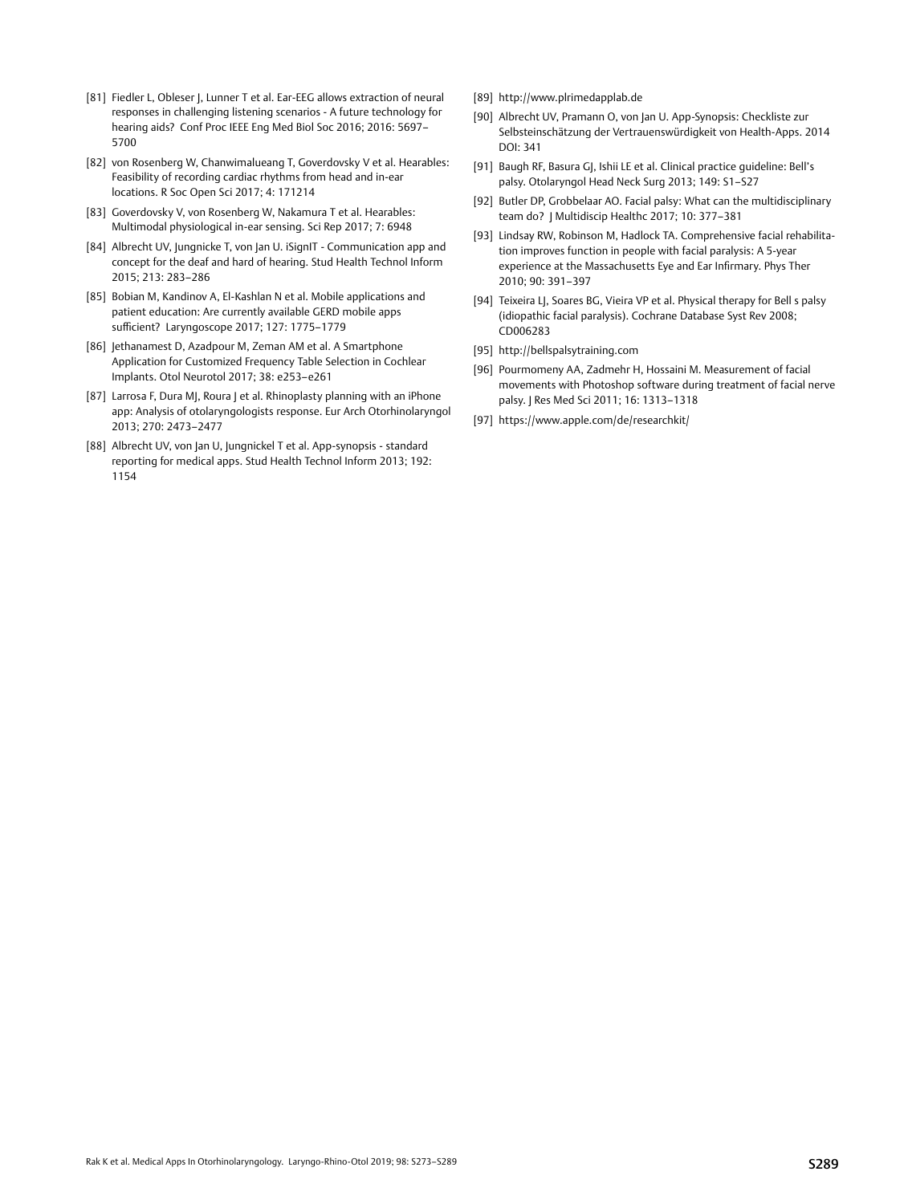[81] Fiedler L, Obleser J, Lunner T et al. Ear-EEG allows extraction of neural responses in challenging listening scenarios - A future technology for hearing aids? Conf Proc IEEE Eng Med Biol Soc 2016; 2016: 5697–5700

[82] von Rosenberg W, Chanwimalueang T, Goverdovsky V et al. Hearables: Feasibility of recording cardiac rhythms from head and in-ear locations. R Soc Open Sci 2017; 4: 171214

[83] Goverdovsky V, von Rosenberg W, Nakamura T et al. Hearables: Multimodal physiological in-ear sensing. Sci Rep 2017; 7: 6948

[84] Albrecht UV, Jungnicke T, von Jan U. iSignIT - Communication app and concept for the deaf and hard of hearing. Stud Health Technol Inform 2015; 213: 283–286

[85] Bobian M, Kandinov A, El-Kashlan N et al. Mobile applications and patient education: Are currently available GERD mobile apps sufficient? Laryngoscope 2017; 127: 1775–1779

[86] Jethanamest D, Azadpour M, Zeman AM et al. A Smartphone Application for Customized Frequency Table Selection in Cochlear Implants. Otol Neurotol 2017; 38: e253–e261

[87] Larrosa F, Dura MJ, Roura J et al. Rhinoplasty planning with an iPhone app: Analysis of otolaryngologists response. Eur Arch Otorhinolaryngol 2013; 270: 2473–2477

[88] Albrecht UV, von Jan U, Jungnickel T et al. App-synopsis - standard reporting for medical apps. Stud Health Technol Inform 2013; 192: 1154

[89] http://www.plrimedapplab.de

[90] Albrecht UV, Pramann O, von Jan U. App-Synopsis: Checkliste zur Selbsteinschätzung der Vertrauenswürdigkeit von Health-Apps. 2014 DOI: 341

[91] Baugh RF, Basura GJ, Ishii LE et al. Clinical practice guideline: Bell's palsy. Otolaryngol Head Neck Surg 2013; 149: S1–S27

[92] Butler DP, Grobbelaar AO. Facial palsy: What can the multidisciplinary team do? J Multidiscip Healthc 2017; 10: 377–381

[93] Lindsay RW, Robinson M, Hadlock TA. Comprehensive facial rehabilitation improves function in people with facial paralysis: A 5-year experience at the Massachusetts Eye and Ear Infirmary. Phys Ther 2010; 90: 391–397

[94] Teixeira LJ, Soares BG, Vieira VP et al. Physical therapy for Bell s palsy (idiopathic facial paralysis). Cochrane Database Syst Rev 2008; CD006283

[95] http://bellspalsytraining.com

[96] Pourmomeny AA, Zadmehr H, Hossaini M. Measurement of facial movements with Photoshop software during treatment of facial nerve palsy. J Res Med Sci 2011; 16: 1313–1318

[97] https://www.apple.com/de/researchkit/